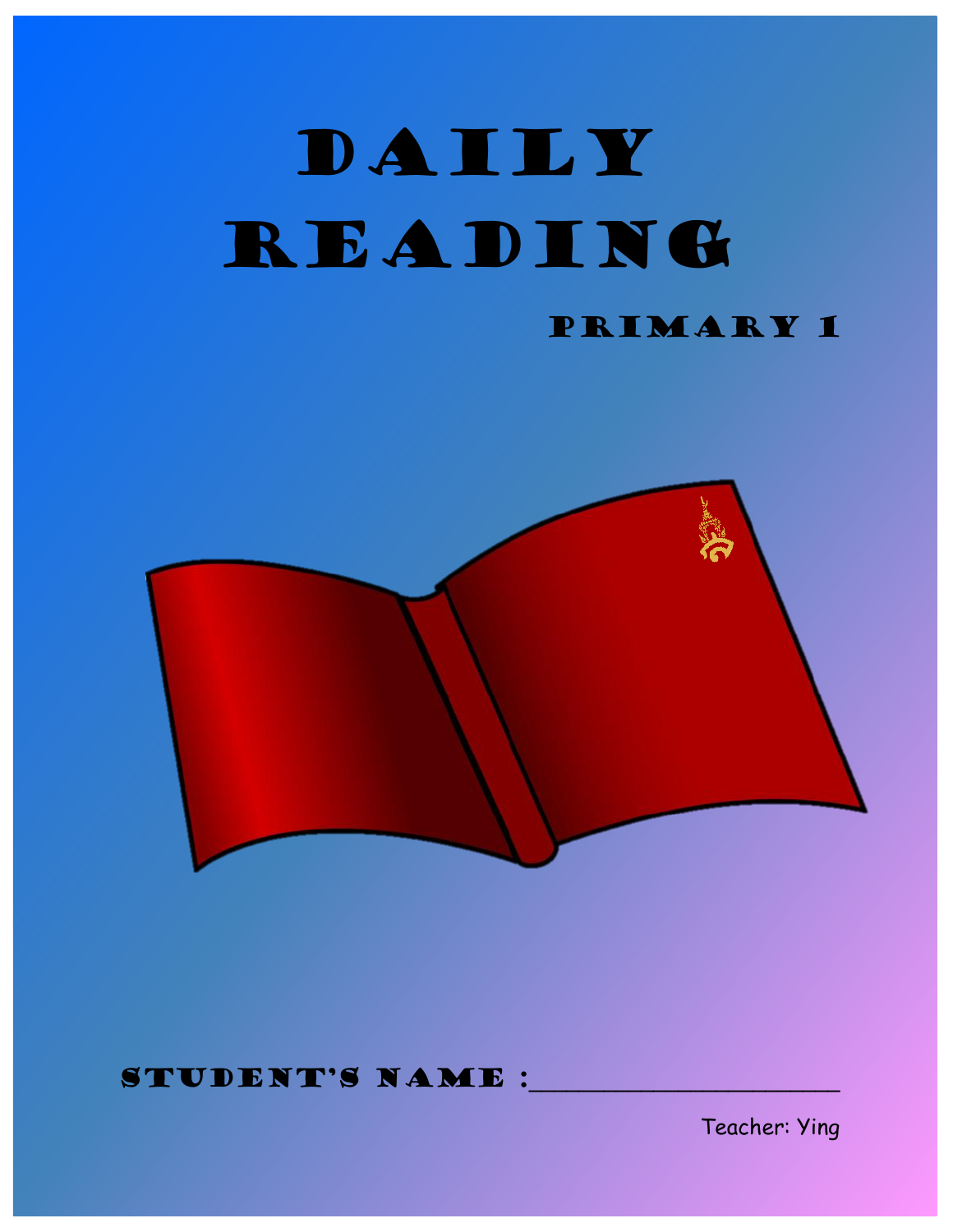# DAILY READING

## PRIMARY 1

STUDENT'S NAME :____________________

Teacher: Ying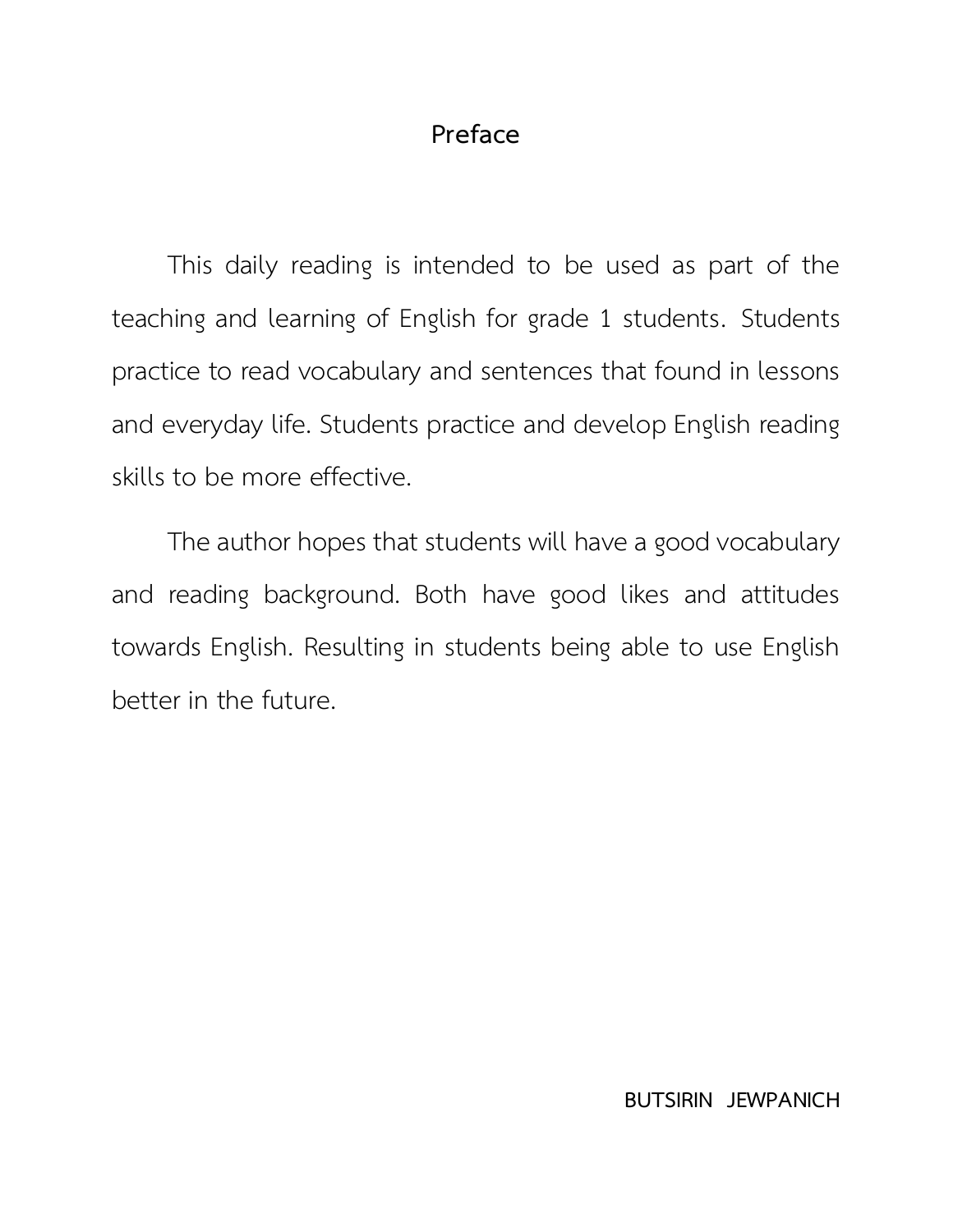# Preface

This daily reading is intended to be used as part of the teaching and learning of English for grade 1 students. Students practice to read vocabulary and sentences that found in lessons and everyday life. Students practice and develop English reading skills to be more effective.

The author hopes that students will have a good vocabulary and reading background. Both have good likes and attitudes towards English. Resulting in students being able to use English better in the future.

**BUTSIRIN JEWPANICH**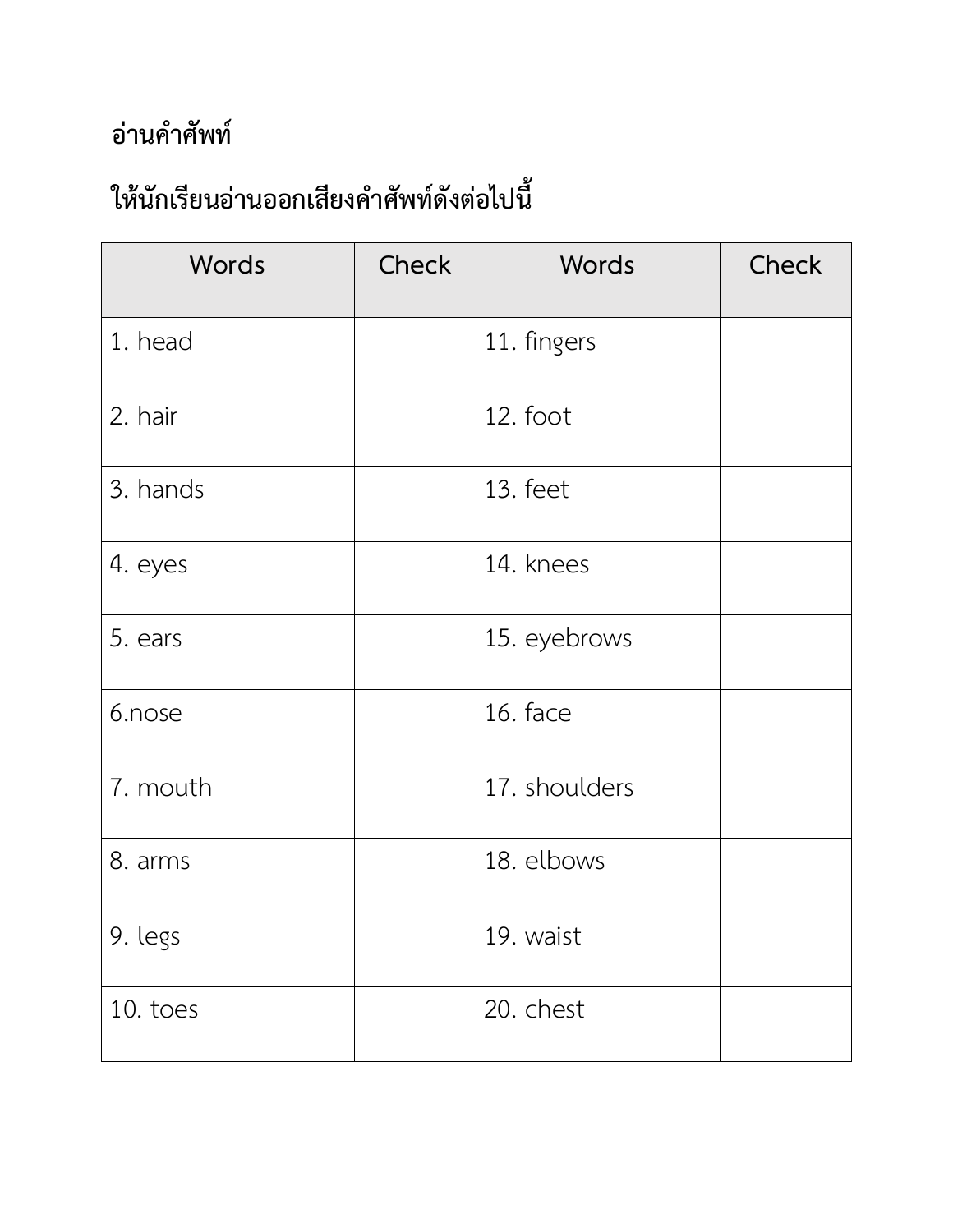**อ่านคำศัพท์**

**ให้นักเรียนอ่านออกเสียงคำศัพท์ดังต่อไปนี้**

| Words | Check | Words | Check |
|---|---|---|---|
| 1. head | | 11. fingers | |
| 2. hair | | 12. foot | |
| 3. hands | | 13. feet | |
| 4. eyes | | 14. knees | |
| 5. ears | | 15. eyebrows | |
| 6.nose | | 16. face | |
| 7. mouth | | 17. shoulders | |
| 8. arms | | 18. elbows | |
| 9. legs | | 19. waist | |
| 10. toes | | 20. chest | |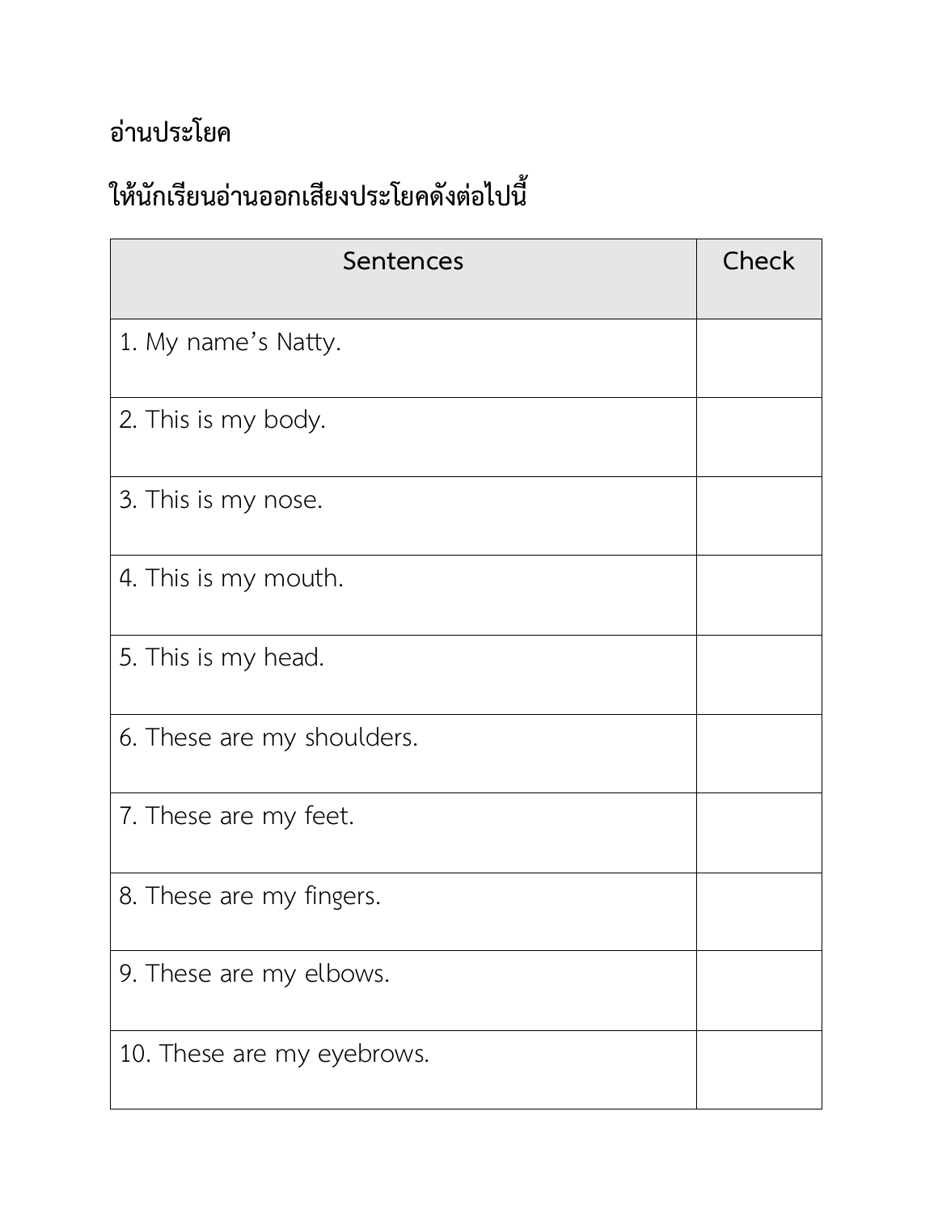## อ่านประโยค

## ให้นักเรียนอ่านออกเสียงประโยคดังต่อไปนี้

| Sentences | Check |
|---|---|
| 1. My name's Natty. | |
| 2. This is my body. | |
| 3. This is my nose. | |
| 4. This is my mouth. | |
| 5. This is my head. | |
| 6. These are my shoulders. | |
| 7. These are my feet. | |
| 8. These are my fingers. | |
| 9. These are my elbows. | |
| 10. These are my eyebrows. | |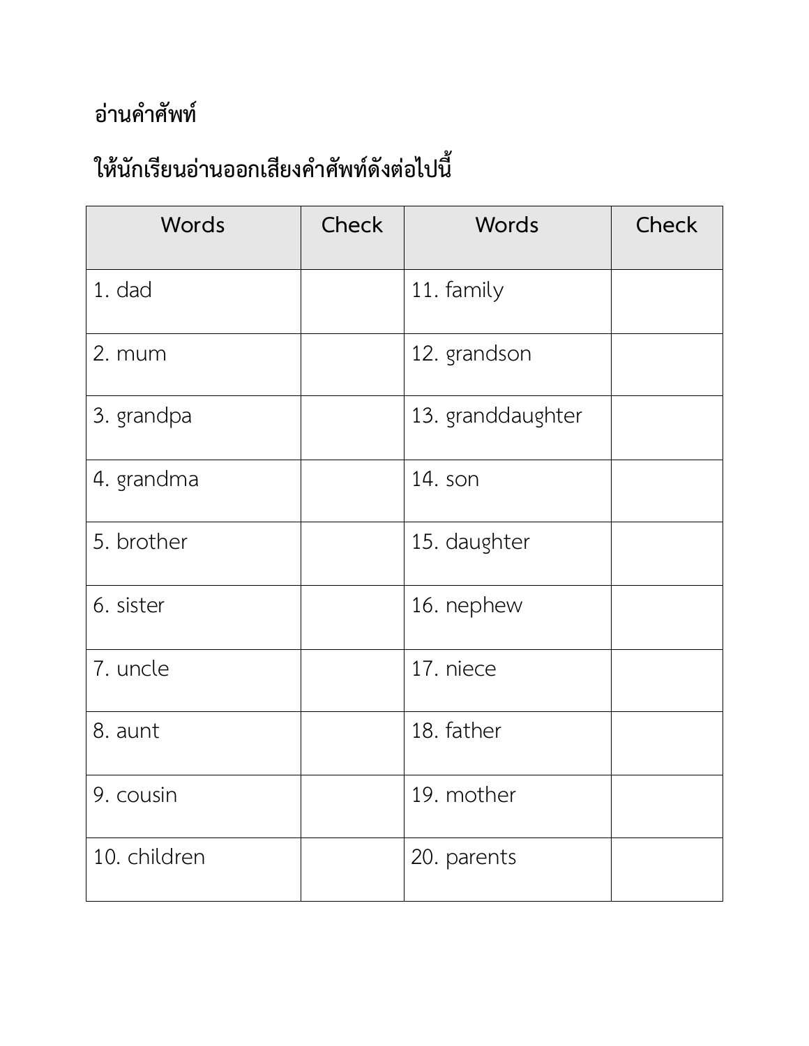## อ่านคำศัพท์

## ให้นักเรียนอ่านออกเสียงคำศัพท์ดังต่อไปนี้

| Words | Check | Words | Check |
|---|---|---|---|
| 1. dad | | 11. family | |
| 2. mum | | 12. grandson | |
| 3. grandpa | | 13. granddaughter | |
| 4. grandma | | 14. son | |
| 5. brother | | 15. daughter | |
| 6. sister | | 16. nephew | |
| 7. uncle | | 17. niece | |
| 8. aunt | | 18. father | |
| 9. cousin | | 19. mother | |
| 10. children | | 20. parents | |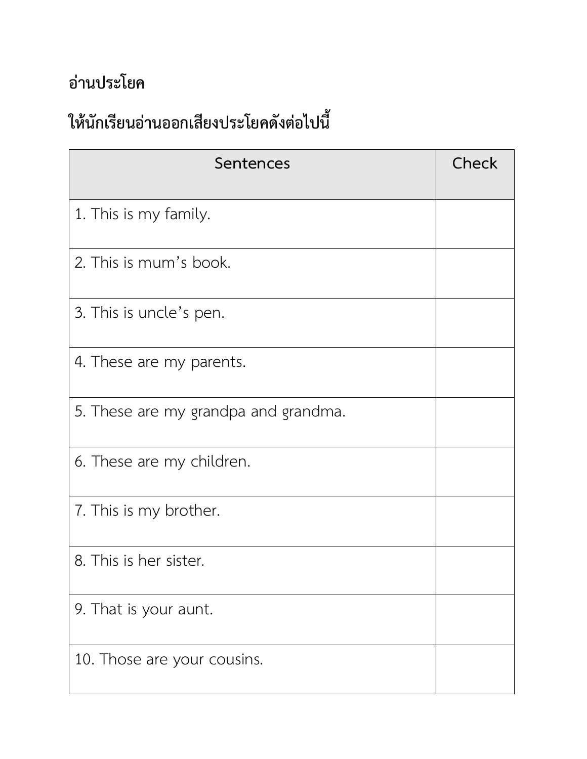## อ่านประโยค

## ให้นักเรียนอ่านออกเสียงประโยคดังต่อไปนี้

| Sentences | Check |
|---|---|
| 1. This is my family. | |
| 2. This is mum’s book. | |
| 3. This is uncle’s pen. | |
| 4. These are my parents. | |
| 5. These are my grandpa and grandma. | |
| 6. These are my children. | |
| 7. This is my brother. | |
| 8. This is her sister. | |
| 9. That is your aunt. | |
| 10. Those are your cousins. | |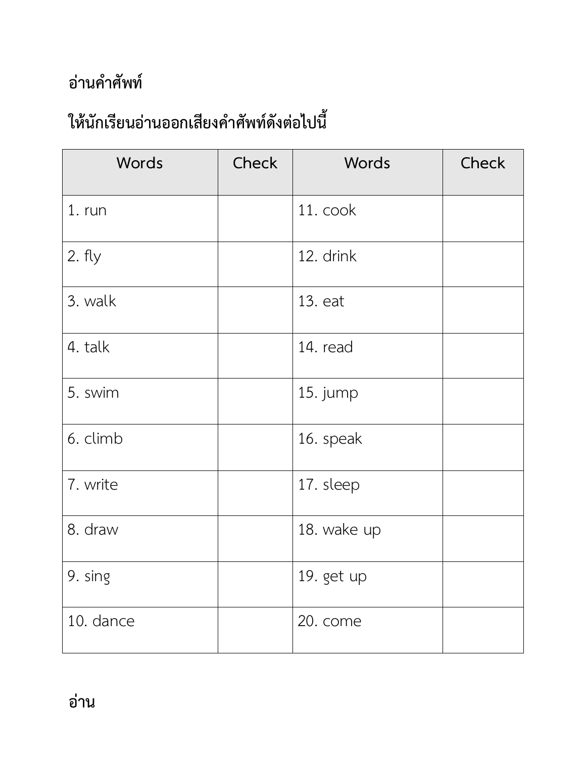**อ่านคำศัพท์**

**ให้นักเรียนอ่านออกเสียงคำศัพท์ดังต่อไปนี้**

| Words | Check | Words | Check |
|---|---|---|---|
| 1. run | | 11. cook | |
| 2. fly | | 12. drink | |
| 3. walk | | 13. eat | |
| 4. talk | | 14. read | |
| 5. swim | | 15. jump | |
| 6. climb | | 16. speak | |
| 7. write | | 17. sleep | |
| 8. draw | | 18. wake up | |
| 9. sing | | 19. get up | |
| 10. dance | | 20. come | |

**อ่าน**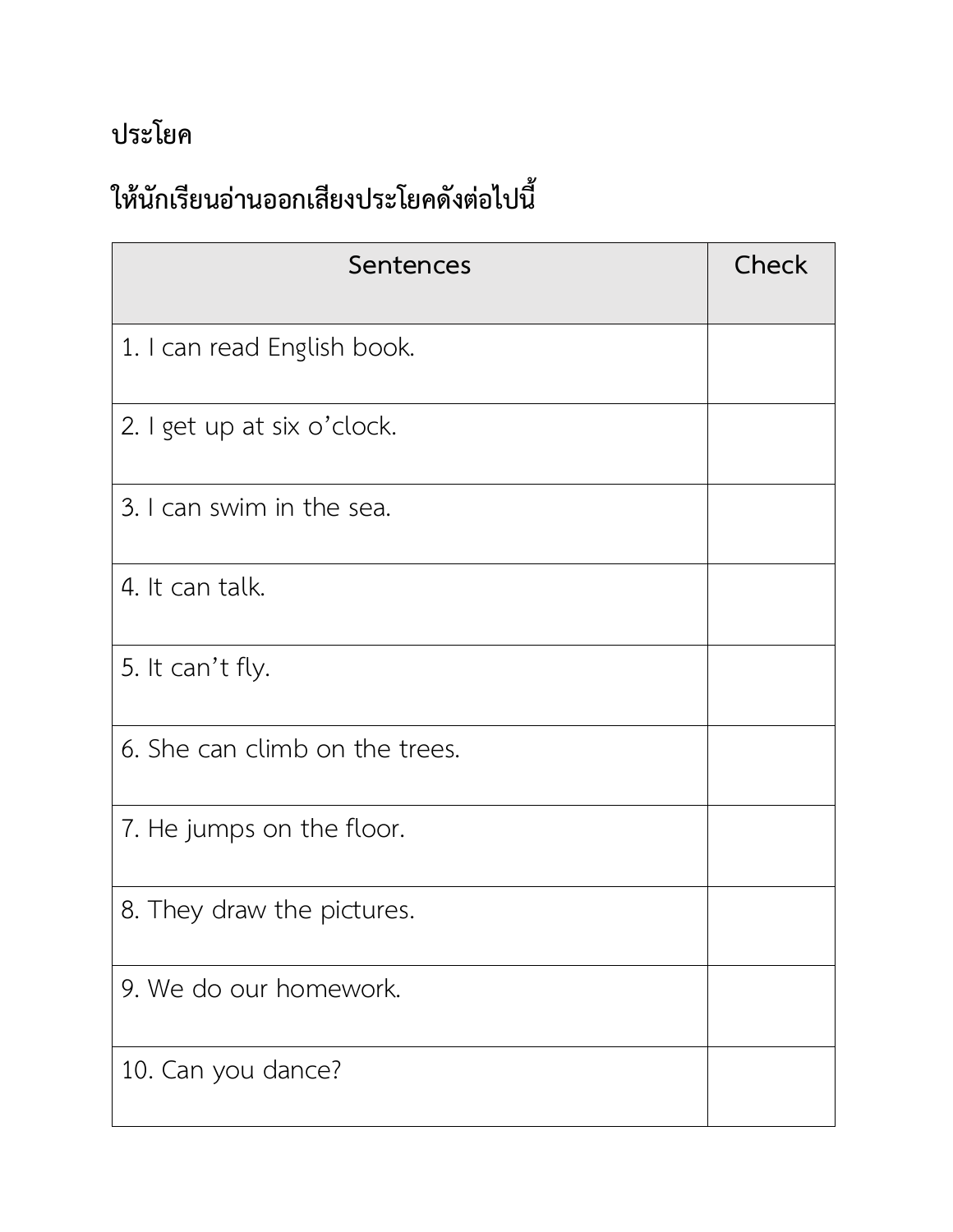## ประโยค

## ให้นักเรียนอ่านออกเสียงประโยคดังต่อไปนี้

| Sentences | Check |
|---|---|
| 1. I can read English book. | |
| 2. I get up at six o’clock. | |
| 3. I can swim in the sea. | |
| 4. It can talk. | |
| 5. It can’t fly. | |
| 6. She can climb on the trees. | |
| 7. He jumps on the floor. | |
| 8. They draw the pictures. | |
| 9. We do our homework. | |
| 10. Can you dance? | |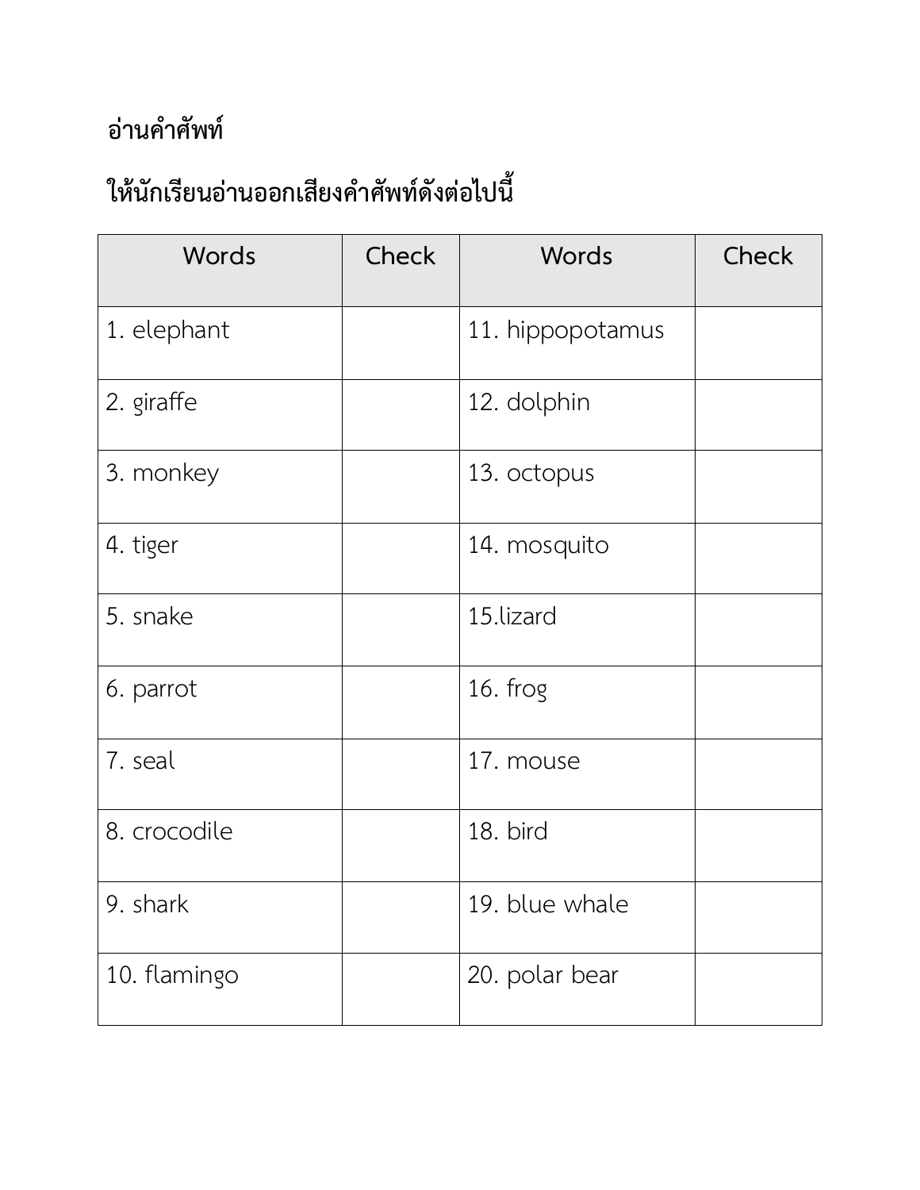**อ่านคำศัพท์**

**ให้นักเรียนอ่านออกเสียงคำศัพท์ดังต่อไปนี้**

| Words | Check | Words | Check |
|---|---|---|---|
| 1. elephant | | 11. hippopotamus | |
| 2. giraffe | | 12. dolphin | |
| 3. monkey | | 13. octopus | |
| 4. tiger | | 14. mosquito | |
| 5. snake | | 15.lizard | |
| 6. parrot | | 16. frog | |
| 7. seal | | 17. mouse | |
| 8. crocodile | | 18. bird | |
| 9. shark | | 19. blue whale | |
| 10. flamingo | | 20. polar bear | |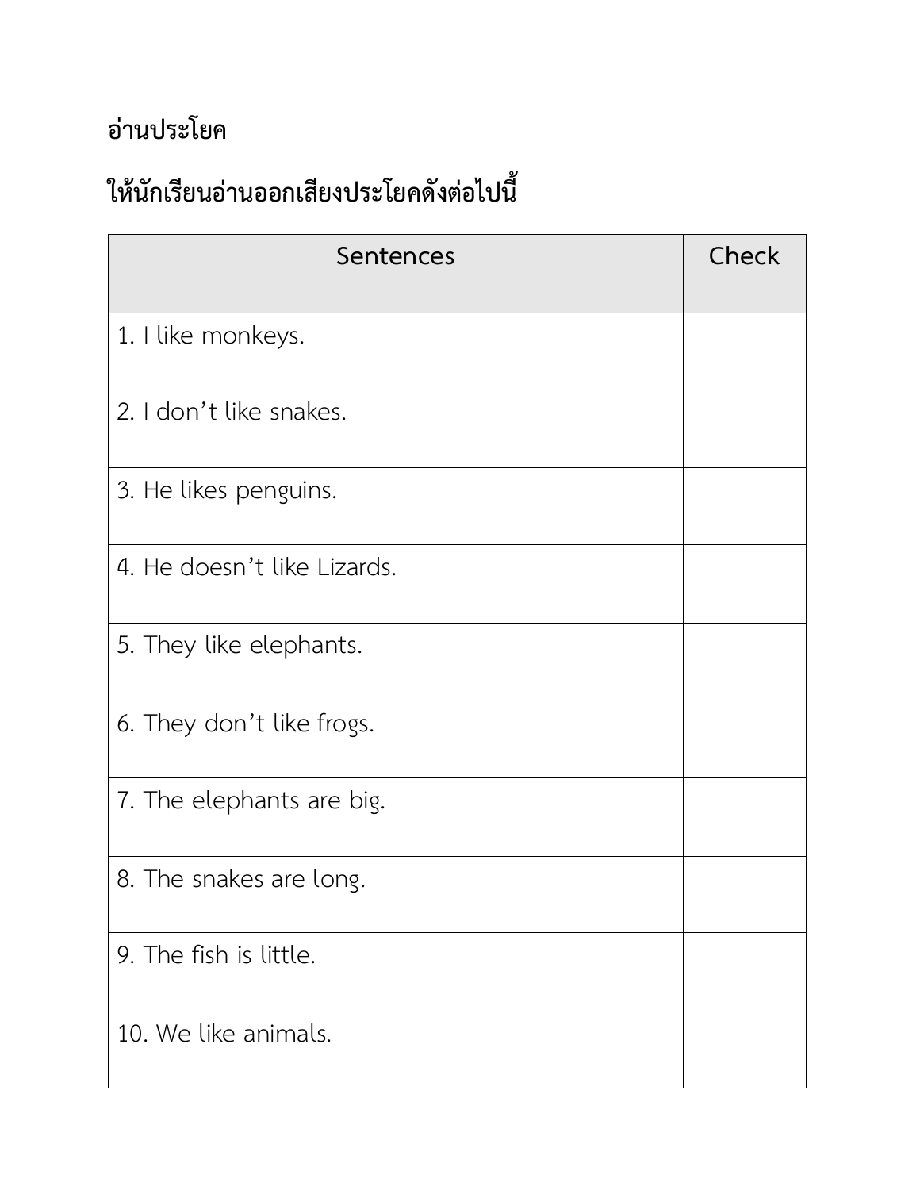# อ่านประโยค

## ให้นักเรียนอ่านออกเสียงประโยคดังต่อไปนี้

| Sentences | Check |
|---|---|
| 1. I like monkeys. | |
| 2. I don’t like snakes. | |
| 3. He likes penguins. | |
| 4. He doesn’t like Lizards. | |
| 5. They like elephants. | |
| 6. They don’t like frogs. | |
| 7. The elephants are big. | |
| 8. The snakes are long. | |
| 9. The fish is little. | |
| 10. We like animals. | |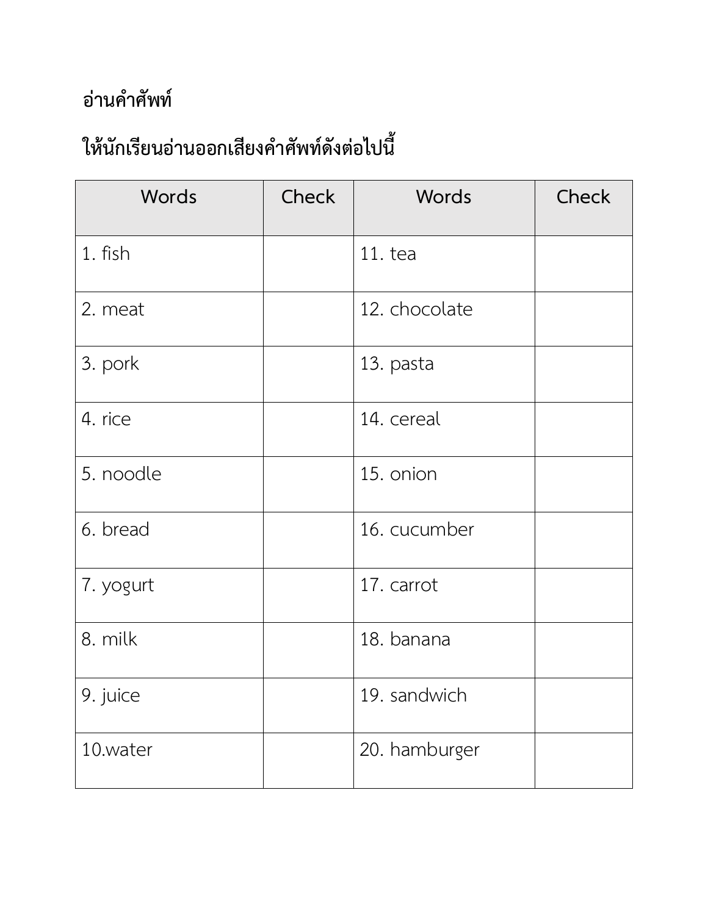## อ่านคำศัพท์

## ให้นักเรียนอ่านออกเสียงคำศัพท์ดังต่อไปนี้

| Words | Check | Words | Check |
|---|---|---|---|
| 1. fish | | 11. tea | |
| 2. meat | | 12. chocolate | |
| 3. pork | | 13. pasta | |
| 4. rice | | 14. cereal | |
| 5. noodle | | 15. onion | |
| 6. bread | | 16. cucumber | |
| 7. yogurt | | 17. carrot | |
| 8. milk | | 18. banana | |
| 9. juice | | 19. sandwich | |
| 10.water | | 20. hamburger | |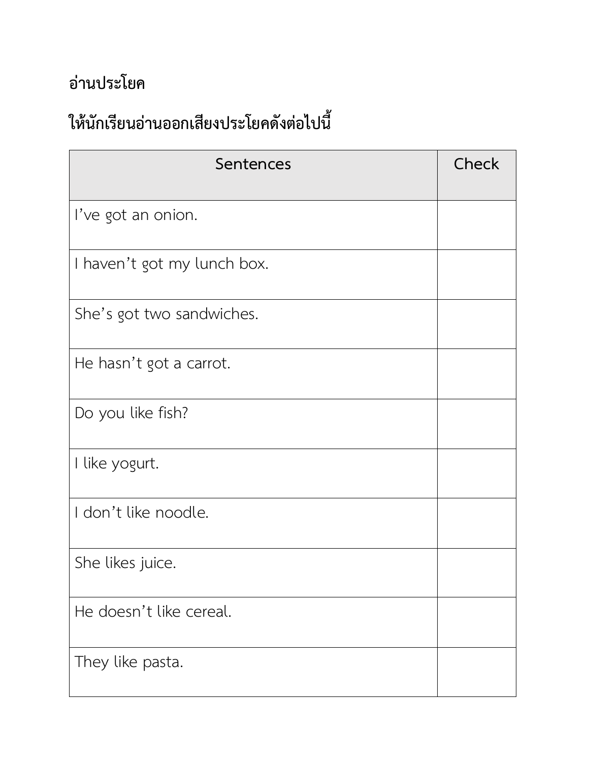## อ่านประโยค

## ให้นักเรียนอ่านออกเสียงประโยคดังต่อไปนี้

| Sentences | Check |
| --- | --- |
| I’ve got an onion. | |
| I haven’t got my lunch box. | |
| She’s got two sandwiches. | |
| He hasn’t got a carrot. | |
| Do you like fish? | |
| I like yogurt. | |
| I don’t like noodle. | |
| She likes juice. | |
| He doesn’t like cereal. | |
| They like pasta. | |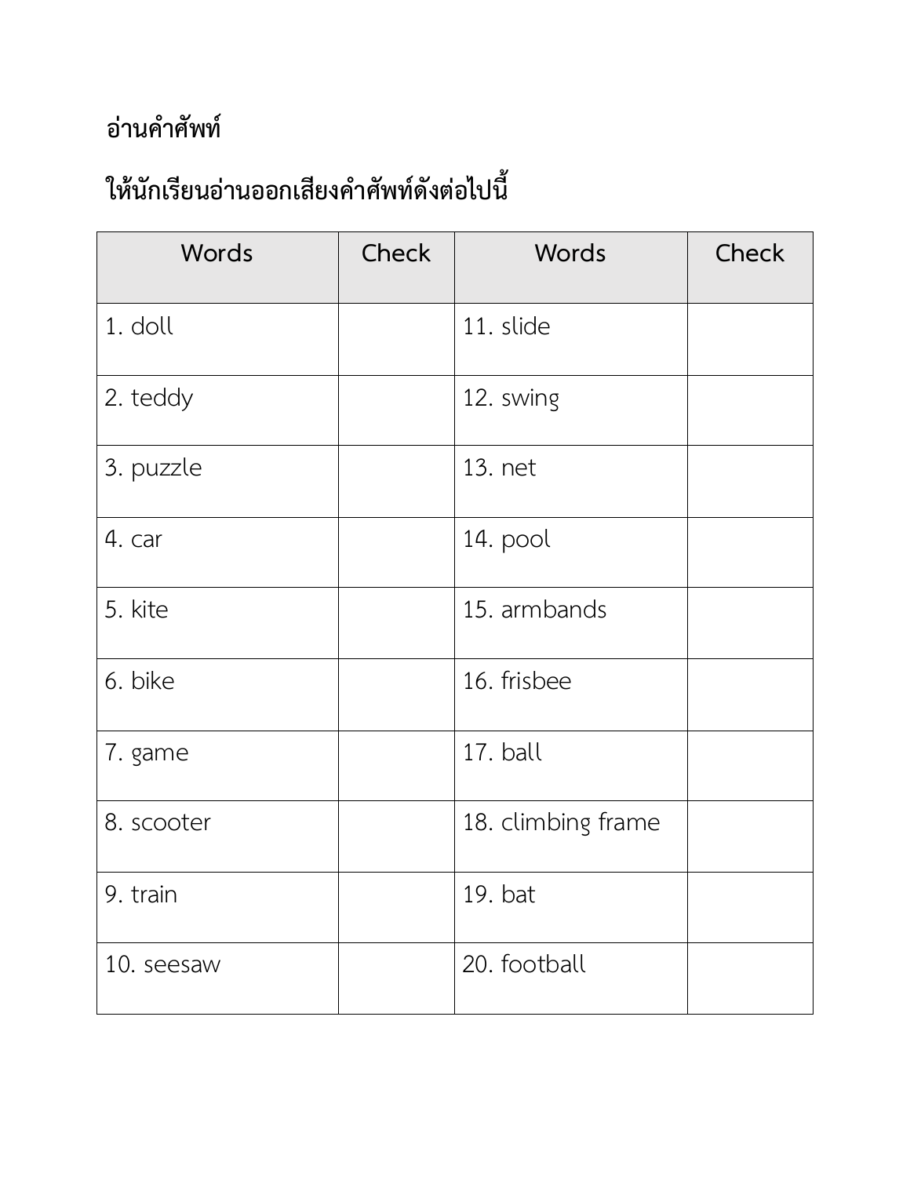# อ่านคำศัพท์

## ให้นักเรียนอ่านออกเสียงคำศัพท์ดังต่อไปนี้

| Words | Check | Words | Check |
|---|---|---|---|
| 1. doll | | 11. slide | |
| 2. teddy | | 12. swing | |
| 3. puzzle | | 13. net | |
| 4. car | | 14. pool | |
| 5. kite | | 15. armbands | |
| 6. bike | | 16. frisbee | |
| 7. game | | 17. ball | |
| 8. scooter | | 18. climbing frame | |
| 9. train | | 19. bat | |
| 10. seesaw | | 20. football | |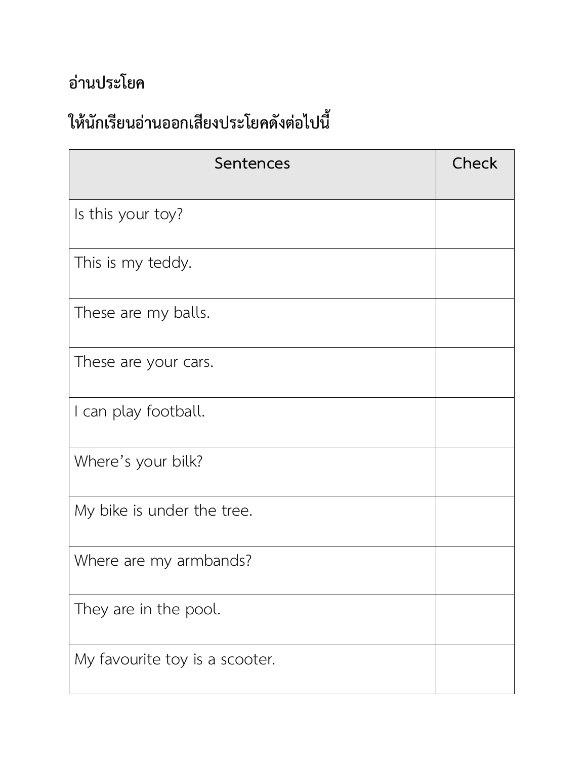## อ่านประโยค

## ให้นักเรียนอ่านออกเสียงประโยคดังต่อไปนี้

| Sentences | Check |
|---|---|
| Is this your toy? | |
| This is my teddy. | |
| These are my balls. | |
| These are your cars. | |
| I can play football. | |
| Where’s your bilk? | |
| My bike is under the tree. | |
| Where are my armbands? | |
| They are in the pool. | |
| My favourite toy is a scooter. | |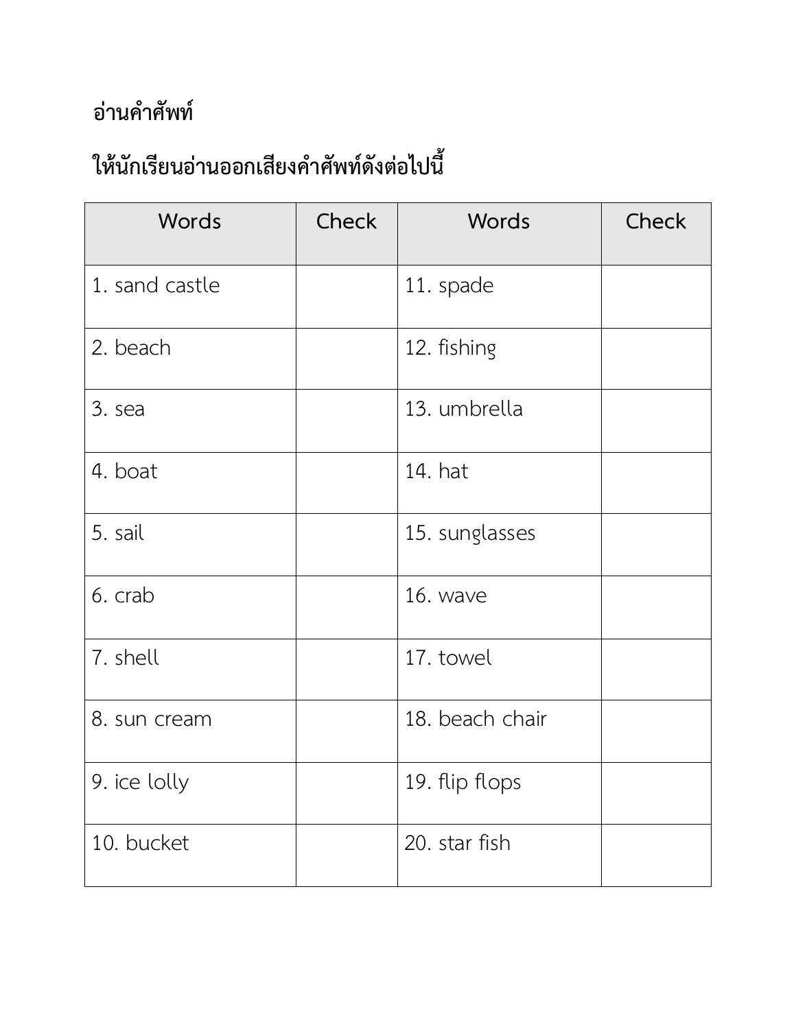# อ่านคำศัพท์

## ให้นักเรียนอ่านออกเสียงคำศัพท์ดังต่อไปนี้

| Words | Check | Words | Check |
|---|---|---|---|
| 1. sand castle | | 11. spade | |
| 2. beach | | 12. fishing | |
| 3. sea | | 13. umbrella | |
| 4. boat | | 14. hat | |
| 5. sail | | 15. sunglasses | |
| 6. crab | | 16. wave | |
| 7. shell | | 17. towel | |
| 8. sun cream | | 18. beach chair | |
| 9. ice lolly | | 19. flip flops | |
| 10. bucket | | 20. star fish | |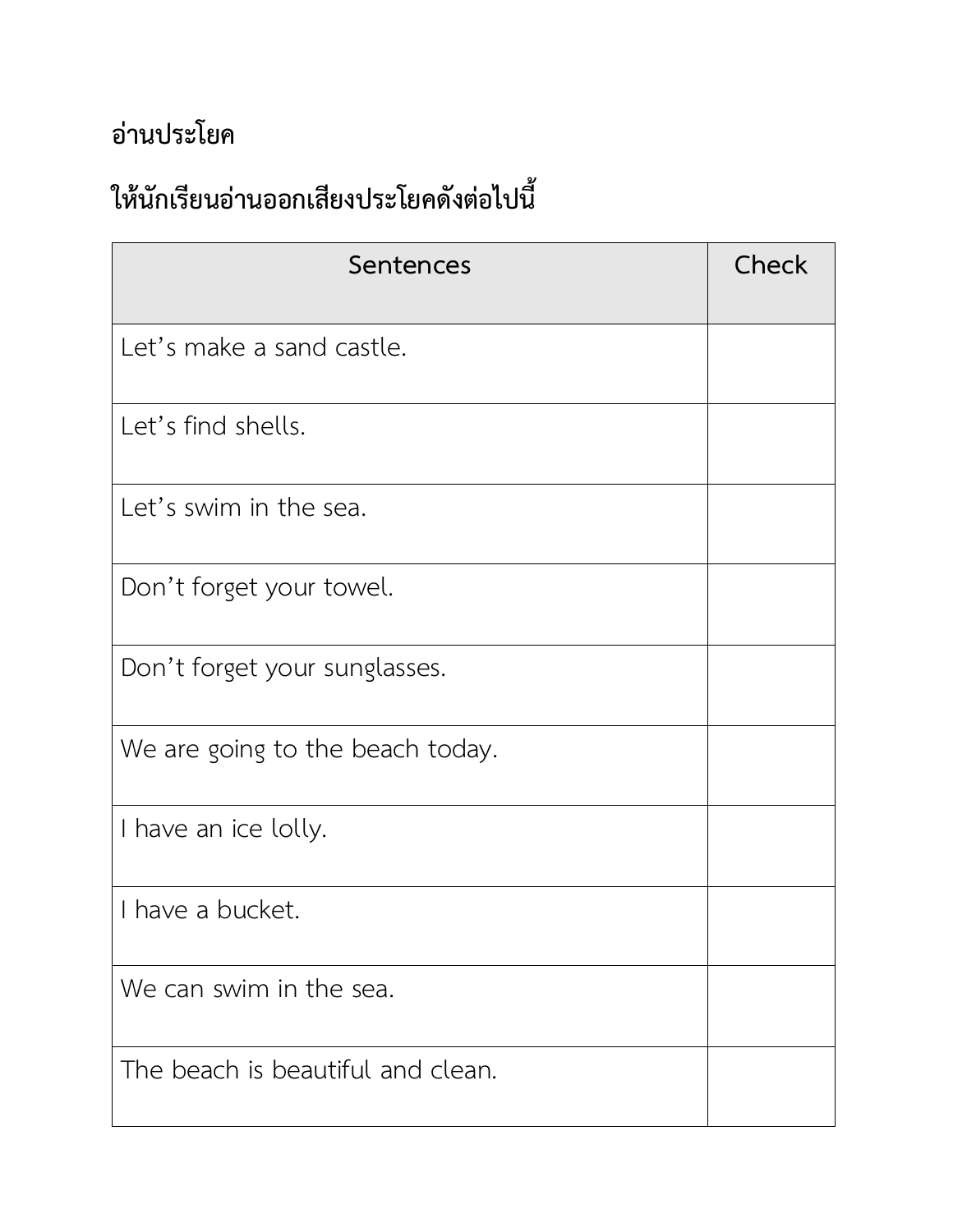## อ่านประโยค

## ให้นักเรียนอ่านออกเสียงประโยคดังต่อไปนี้

| Sentences | Check |
|---|---|
| Let’s make a sand castle. | |
| Let’s find shells. | |
| Let’s swim in the sea. | |
| Don’t forget your towel. | |
| Don’t forget your sunglasses. | |
| We are going to the beach today. | |
| I have an ice lolly. | |
| I have a bucket. | |
| We can swim in the sea. | |
| The beach is beautiful and clean. | |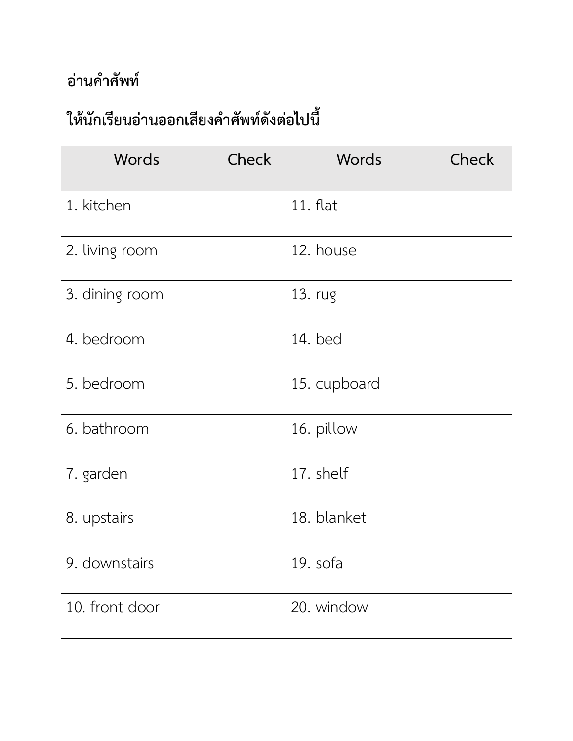**อ่านคำศัพท์**

**ให้นักเรียนอ่านออกเสียงคำศัพท์ดังต่อไปนี้**

| Words | Check | Words | Check |
|---|---|---|---|
| 1. kitchen | | 11. flat | |
| 2. living room | | 12. house | |
| 3. dining room | | 13. rug | |
| 4. bedroom | | 14. bed | |
| 5. bedroom | | 15. cupboard | |
| 6. bathroom | | 16. pillow | |
| 7. garden | | 17. shelf | |
| 8. upstairs | | 18. blanket | |
| 9. downstairs | | 19. sofa | |
| 10. front door | | 20. window | |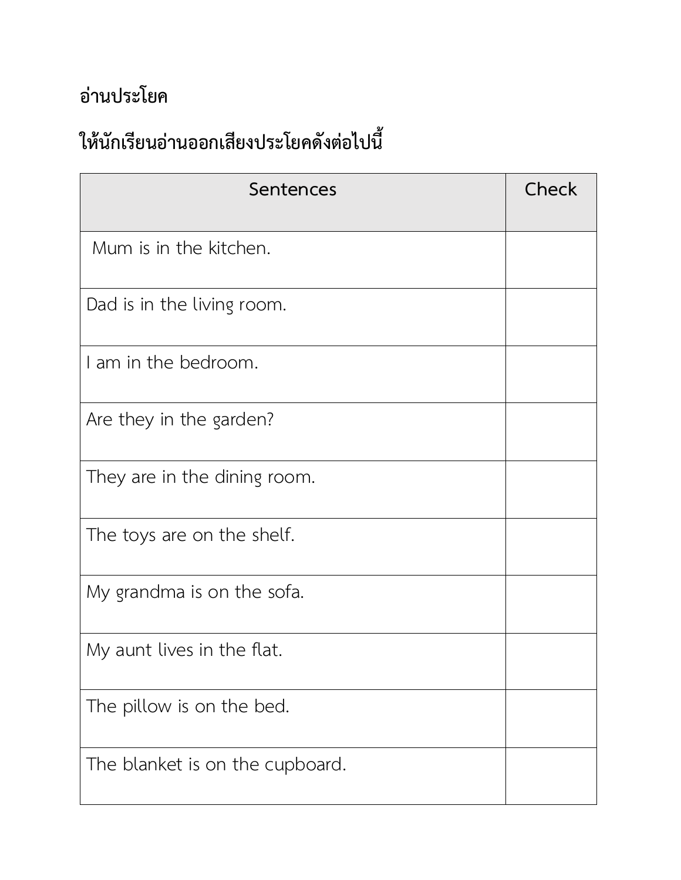# อ่านประโยค

## ให้นักเรียนอ่านออกเสียงประโยคดังต่อไปนี้

| Sentences | Check |
|---|---|
| Mum is in the kitchen. | |
| Dad is in the living room. | |
| I am in the bedroom. | |
| Are they in the garden? | |
| They are in the dining room. | |
| The toys are on the shelf. | |
| My grandma is on the sofa. | |
| My aunt lives in the flat. | |
| The pillow is on the bed. | |
| The blanket is on the cupboard. | |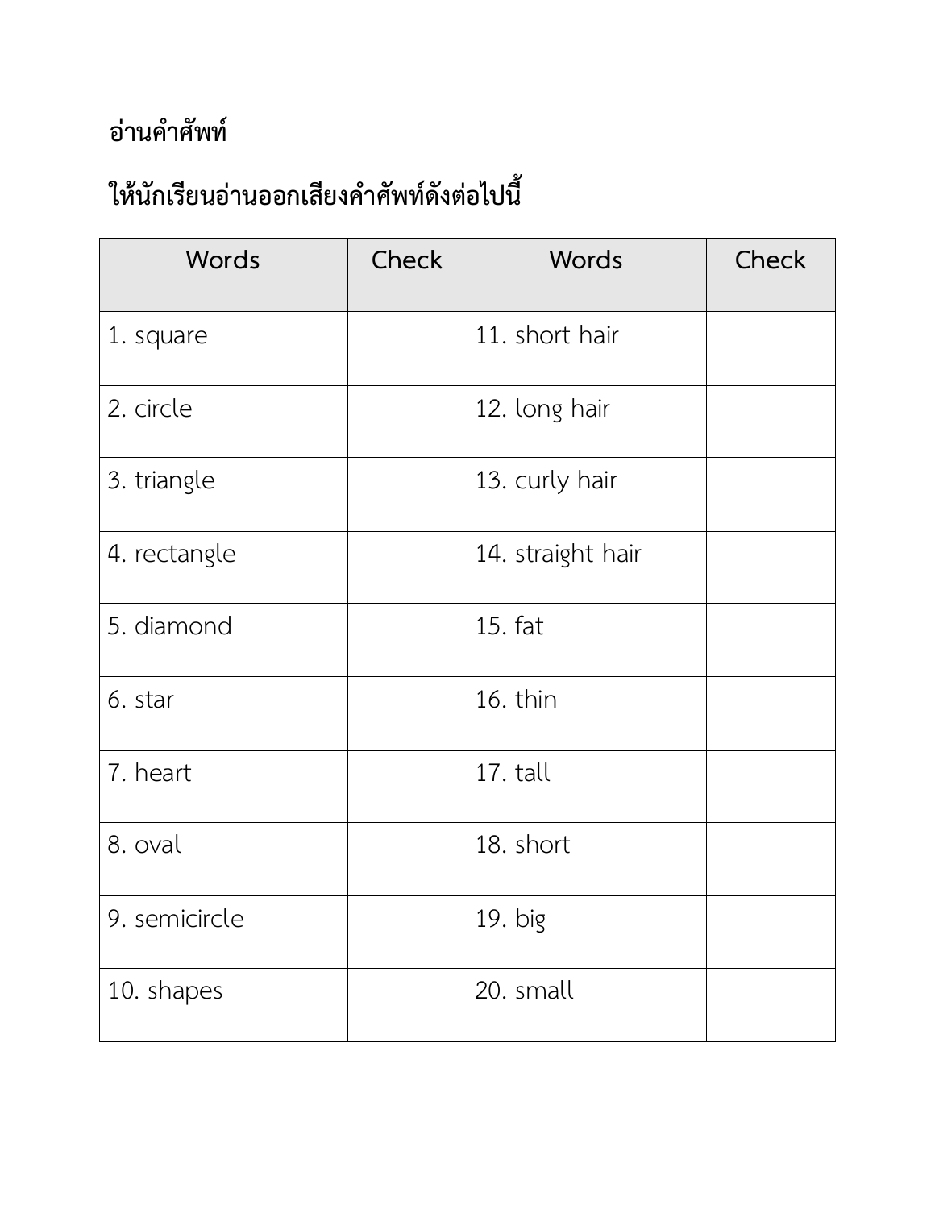**อ่านคำศัพท์**

**ให้นักเรียนอ่านออกเสียงคำศัพท์ดังต่อไปนี้**

| Words | Check | Words | Check |
|---|---|---|---|
| 1. square | | 11. short hair | |
| 2. circle | | 12. long hair | |
| 3. triangle | | 13. curly hair | |
| 4. rectangle | | 14. straight hair | |
| 5. diamond | | 15. fat | |
| 6. star | | 16. thin | |
| 7. heart | | 17. tall | |
| 8. oval | | 18. short | |
| 9. semicircle | | 19. big | |
| 10. shapes | | 20. small | |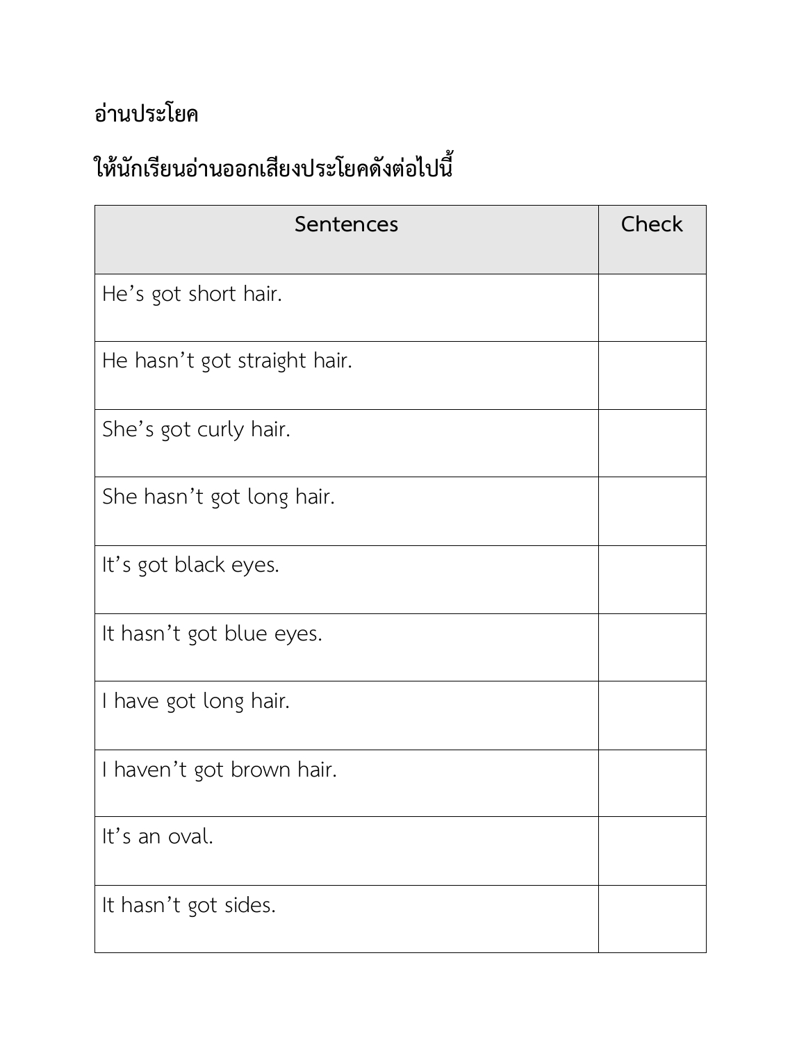## อ่านประโยค

### ให้นักเรียนอ่านออกเสียงประโยคดังต่อไปนี้

| Sentences | Check |
|---|---|
| He’s got short hair. | |
| He hasn’t got straight hair. | |
| She’s got curly hair. | |
| She hasn’t got long hair. | |
| It’s got black eyes. | |
| It hasn’t got blue eyes. | |
| I have got long hair. | |
| I haven’t got brown hair. | |
| It’s an oval. | |
| It hasn’t got sides. | |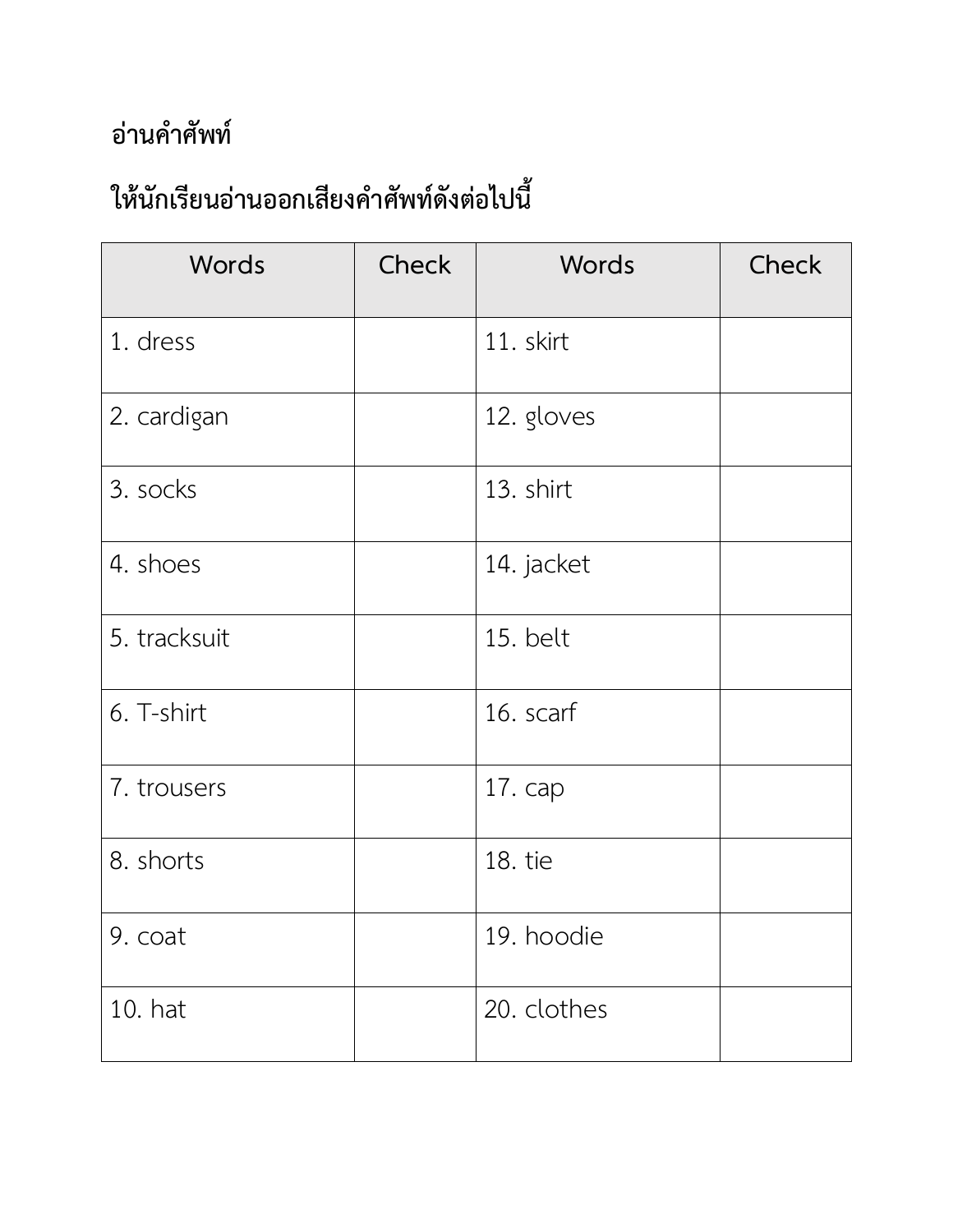**อ่านคำศัพท์**

**ให้นักเรียนอ่านออกเสียงคำศัพท์ดังต่อไปนี้**

| Words | Check | Words | Check |
|---|---|---|---|
| 1. dress | | 11. skirt | |
| 2. cardigan | | 12. gloves | |
| 3. socks | | 13. shirt | |
| 4. shoes | | 14. jacket | |
| 5. tracksuit | | 15. belt | |
| 6. T-shirt | | 16. scarf | |
| 7. trousers | | 17. cap | |
| 8. shorts | | 18. tie | |
| 9. coat | | 19. hoodie | |
| 10. hat | | 20. clothes | |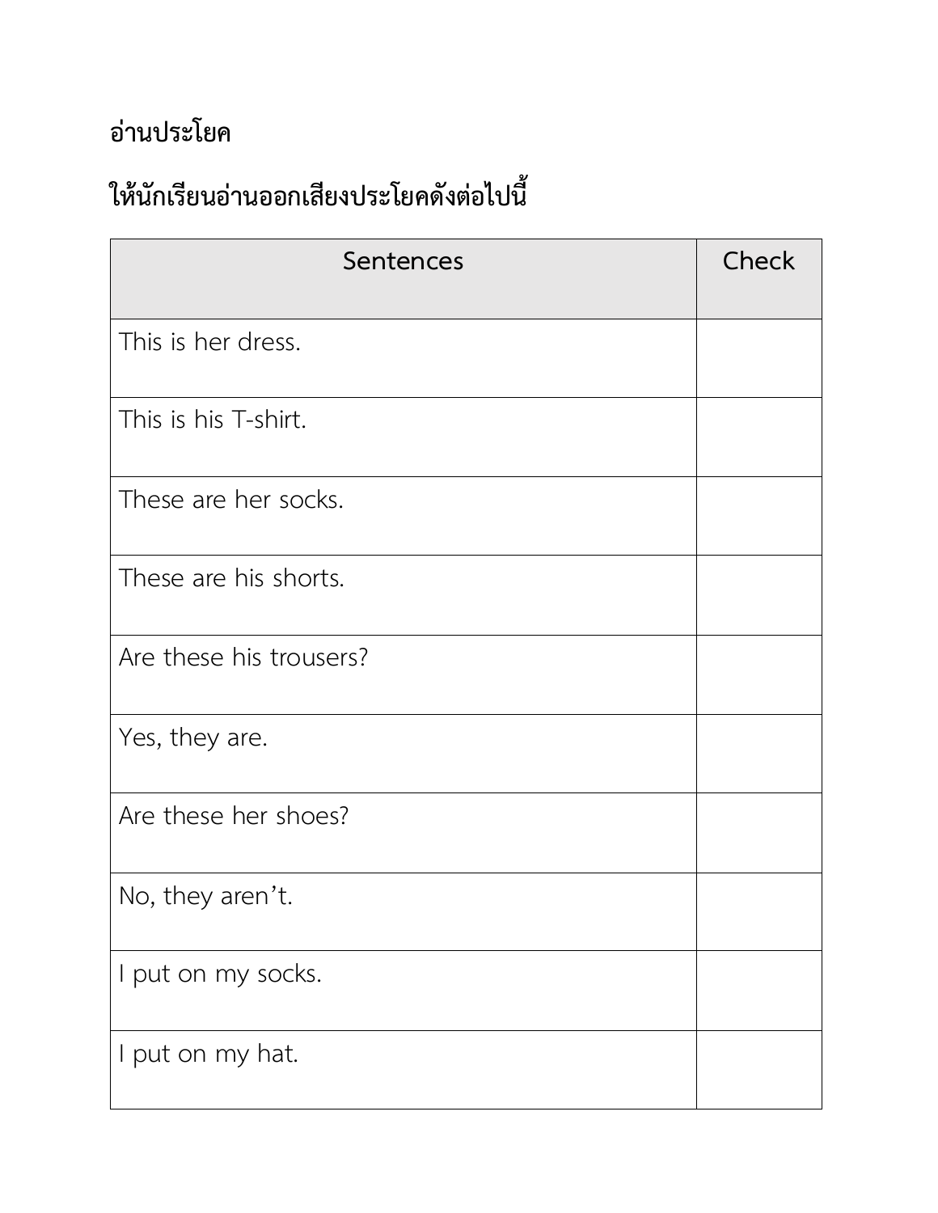## อ่านประโยค

## ให้นักเรียนอ่านออกเสียงประโยคดังต่อไปนี้

| Sentences | Check |
|---|---|
| This is her dress. | |
| This is his T-shirt. | |
| These are her socks. | |
| These are his shorts. | |
| Are these his trousers? | |
| Yes, they are. | |
| Are these her shoes? | |
| No, they aren’t. | |
| I put on my socks. | |
| I put on my hat. | |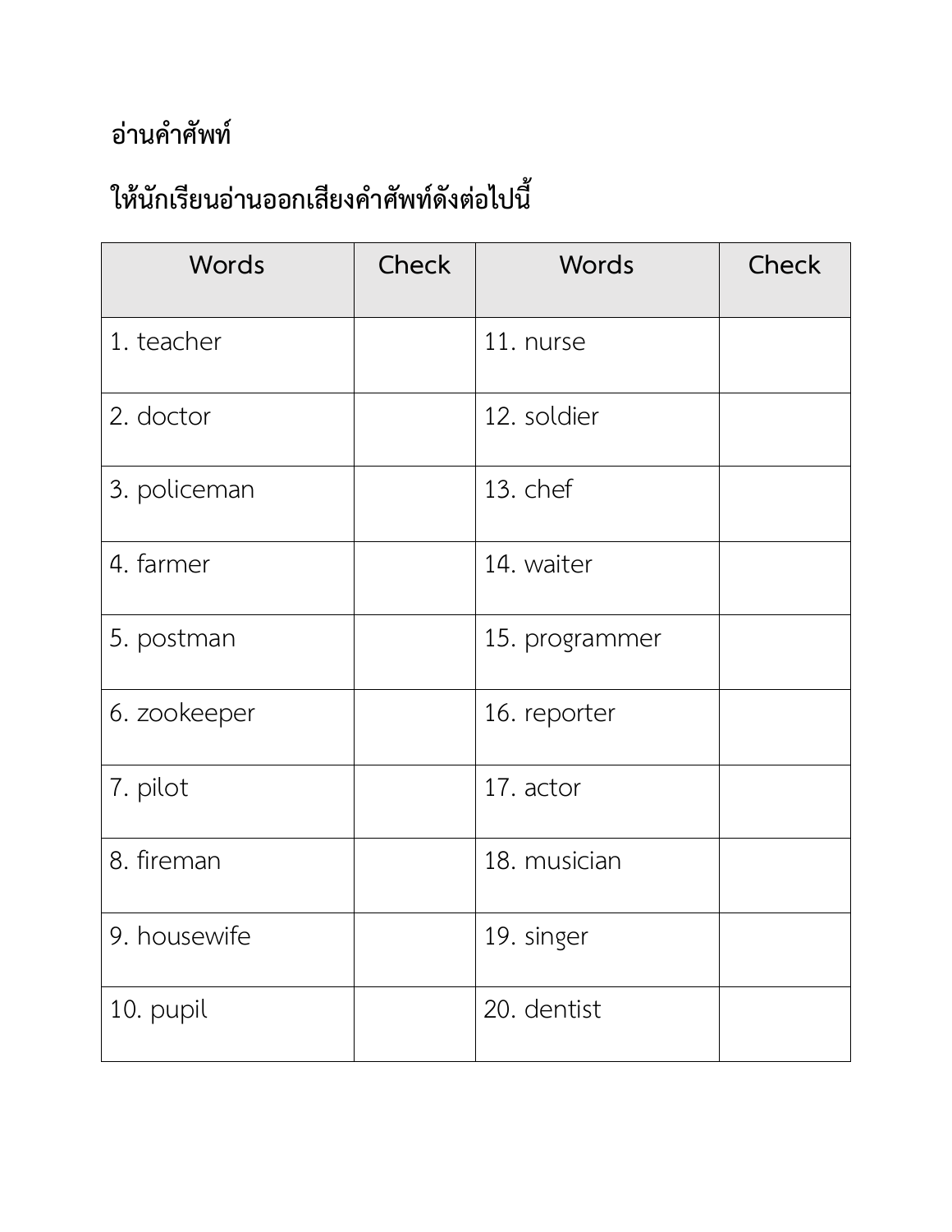## อ่านคำศัพท์

## ให้นักเรียนอ่านออกเสียงคำศัพท์ดังต่อไปนี้

| Words | Check | Words | Check |
|---|---|---|---|
| 1. teacher | | 11. nurse | |
| 2. doctor | | 12. soldier | |
| 3. policeman | | 13. chef | |
| 4. farmer | | 14. waiter | |
| 5. postman | | 15. programmer | |
| 6. zookeeper | | 16. reporter | |
| 7. pilot | | 17. actor | |
| 8. fireman | | 18. musician | |
| 9. housewife | | 19. singer | |
| 10. pupil | | 20. dentist | |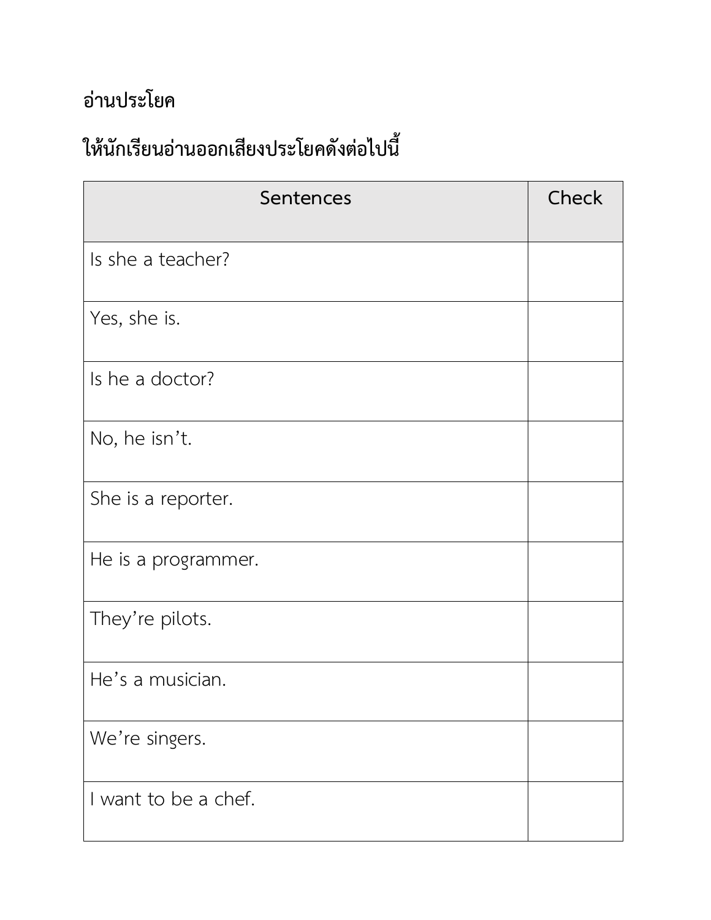## อ่านประโยค

## ให้นักเรียนอ่านออกเสียงประโยคดังต่อไปนี้

| Sentences | Check |
|---|---|
| Is she a teacher? | |
| Yes, she is. | |
| Is he a doctor? | |
| No, he isn’t. | |
| She is a reporter. | |
| He is a programmer. | |
| They’re pilots. | |
| He’s a musician. | |
| We’re singers. | |
| I want to be a chef. | |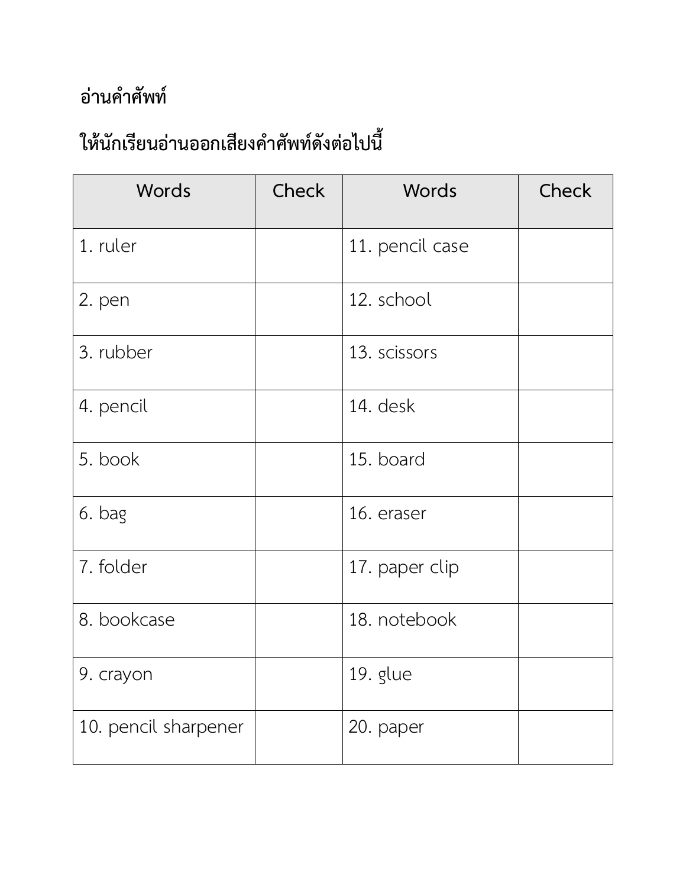**อ่านคำศัพท์**

**ให้นักเรียนอ่านออกเสียงคำศัพท์ดังต่อไปนี้**

| Words | Check | Words | Check |
|---|---|---|---|
| 1. ruler | | 11. pencil case | |
| 2. pen | | 12. school | |
| 3. rubber | | 13. scissors | |
| 4. pencil | | 14. desk | |
| 5. book | | 15. board | |
| 6. bag | | 16. eraser | |
| 7. folder | | 17. paper clip | |
| 8. bookcase | | 18. notebook | |
| 9. crayon | | 19. glue | |
| 10. pencil sharpener | | 20. paper | |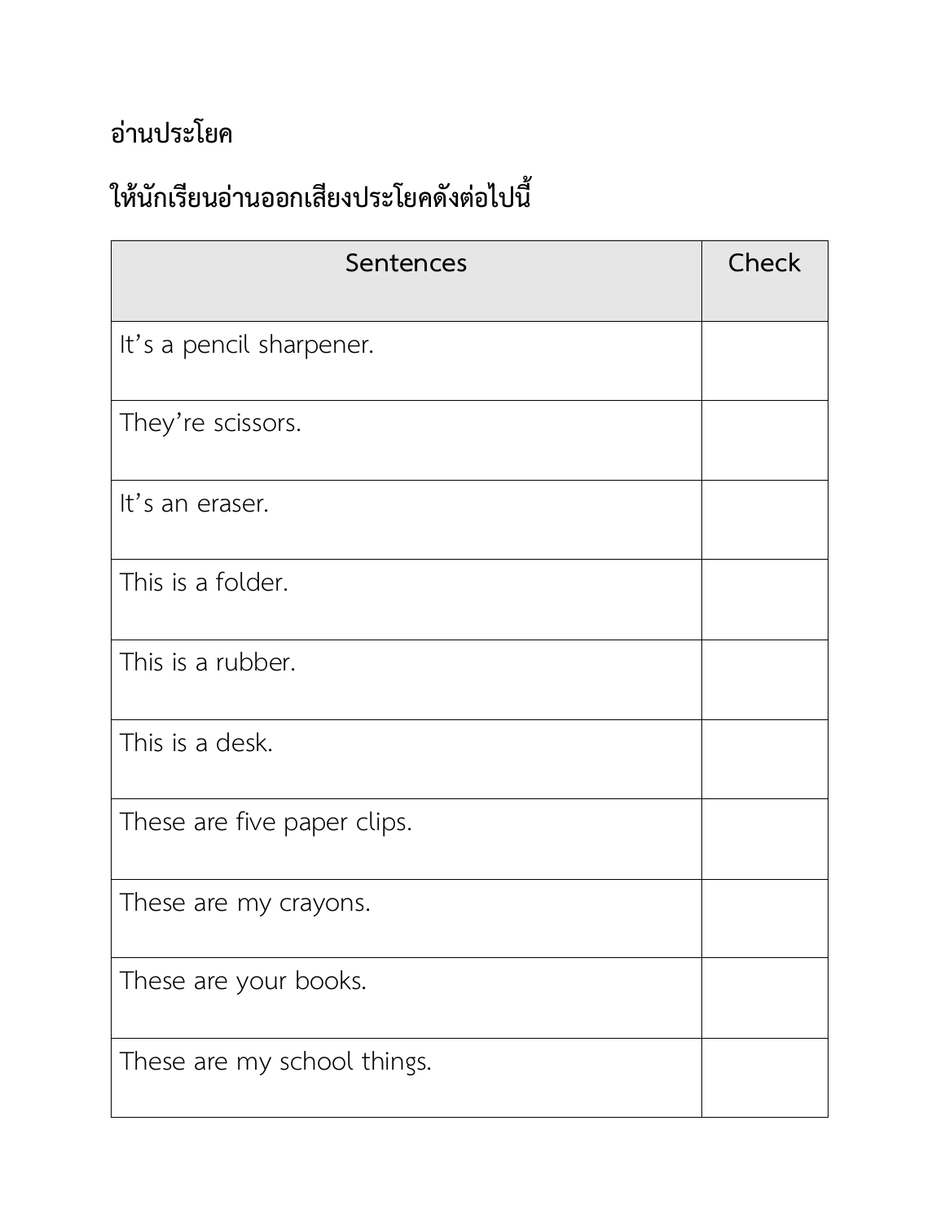## อ่านประโยค

## ให้นักเรียนอ่านออกเสียงประโยคดังต่อไปนี้

| Sentences | Check |
| --- | --- |
| It’s a pencil sharpener. | |
| They’re scissors. | |
| It’s an eraser. | |
| This is a folder. | |
| This is a rubber. | |
| This is a desk. | |
| These are five paper clips. | |
| These are my crayons. | |
| These are your books. | |
| These are my school things. | |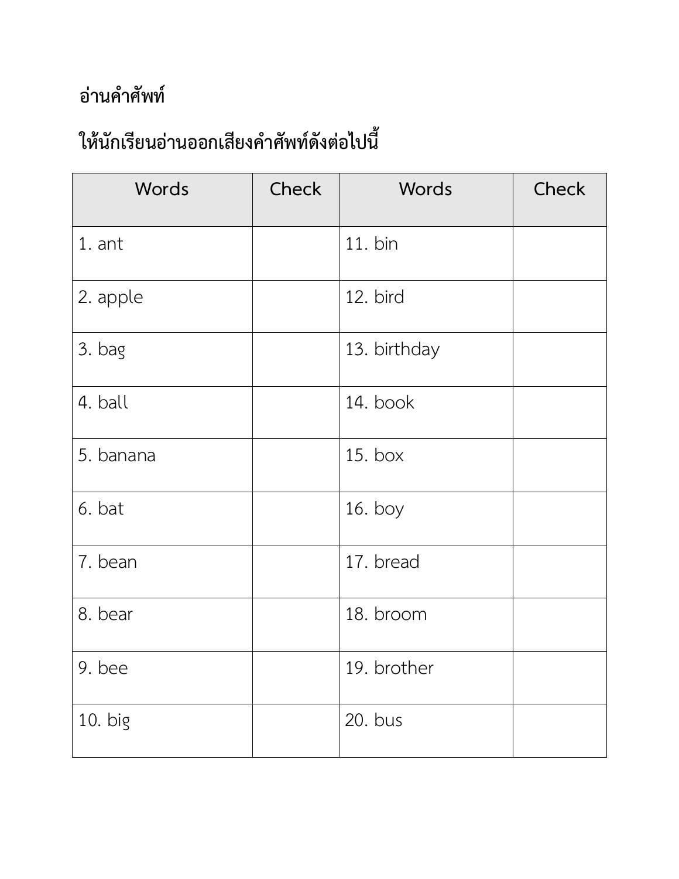## อ่านคำศัพท์

## ให้นักเรียนอ่านออกเสียงคำศัพท์ดังต่อไปนี้

| Words | Check | Words | Check |
|---|---|---|---|
| 1. ant | | 11. bin | |
| 2. apple | | 12. bird | |
| 3. bag | | 13. birthday | |
| 4. ball | | 14. book | |
| 5. banana | | 15. box | |
| 6. bat | | 16. boy | |
| 7. bean | | 17. bread | |
| 8. bear | | 18. broom | |
| 9. bee | | 19. brother | |
| 10. big | | 20. bus | |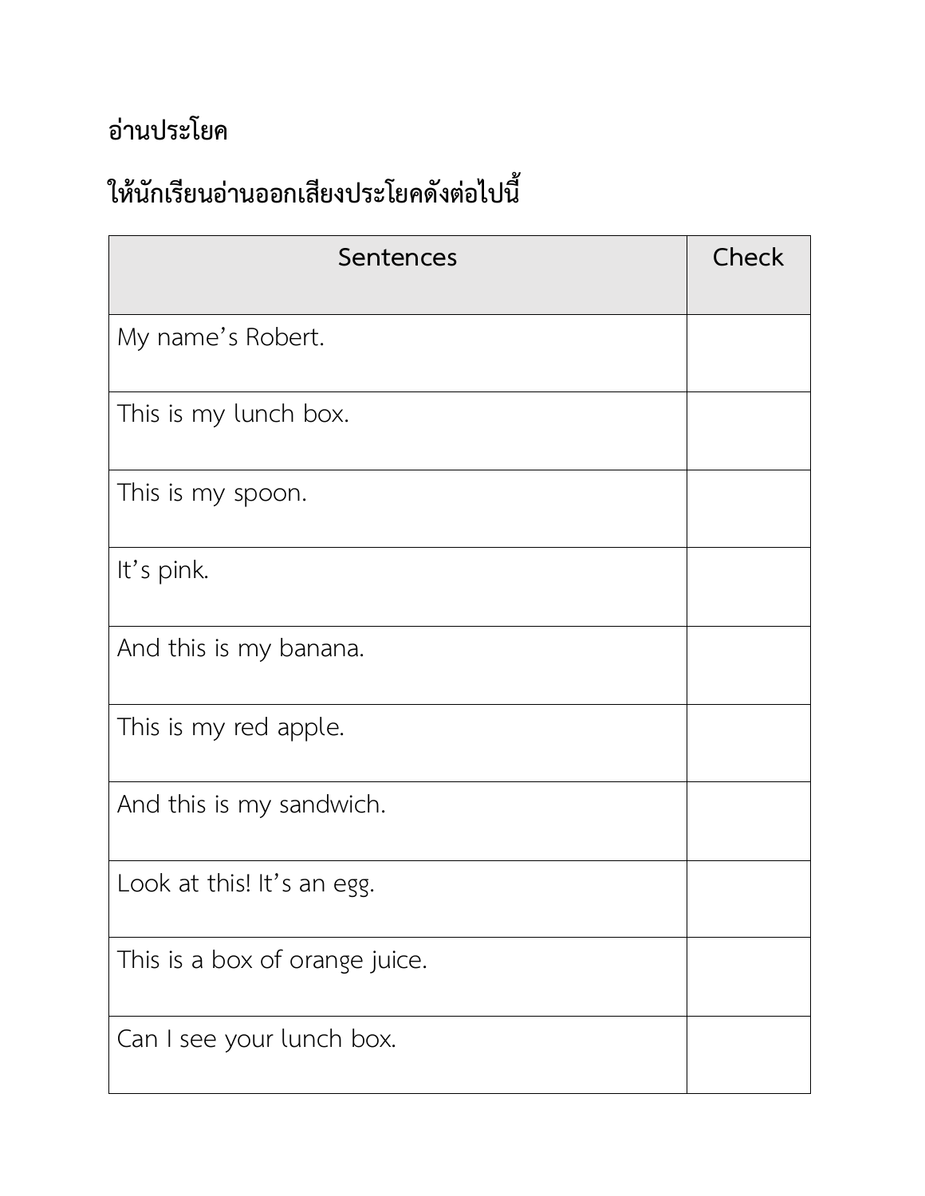# อ่านประโยค

## ให้นักเรียนอ่านออกเสียงประโยคดังต่อไปนี้

| Sentences | Check |
| --- | --- |
| My name's Robert. | |
| This is my lunch box. | |
| This is my spoon. | |
| It's pink. | |
| And this is my banana. | |
| This is my red apple. | |
| And this is my sandwich. | |
| Look at this! It's an egg. | |
| This is a box of orange juice. | |
| Can I see your lunch box. | |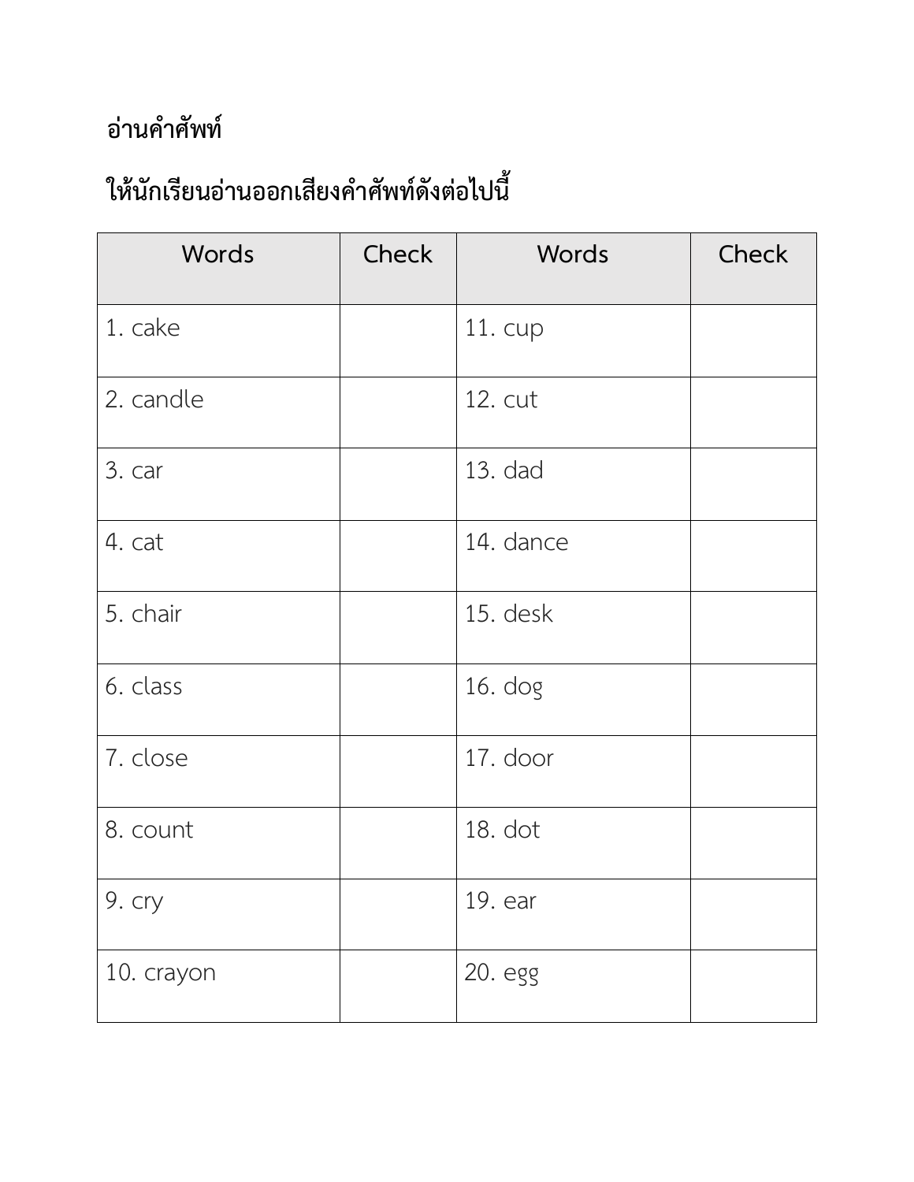**อ่านคำศัพท์**

**ให้นักเรียนอ่านออกเสียงคำศัพท์ดังต่อไปนี้**

| Words | Check | Words | Check |
|---|---|---|---|
| 1. cake | | 11. cup | |
| 2. candle | | 12. cut | |
| 3. car | | 13. dad | |
| 4. cat | | 14. dance | |
| 5. chair | | 15. desk | |
| 6. class | | 16. dog | |
| 7. close | | 17. door | |
| 8. count | | 18. dot | |
| 9. cry | | 19. ear | |
| 10. crayon | | 20. egg | |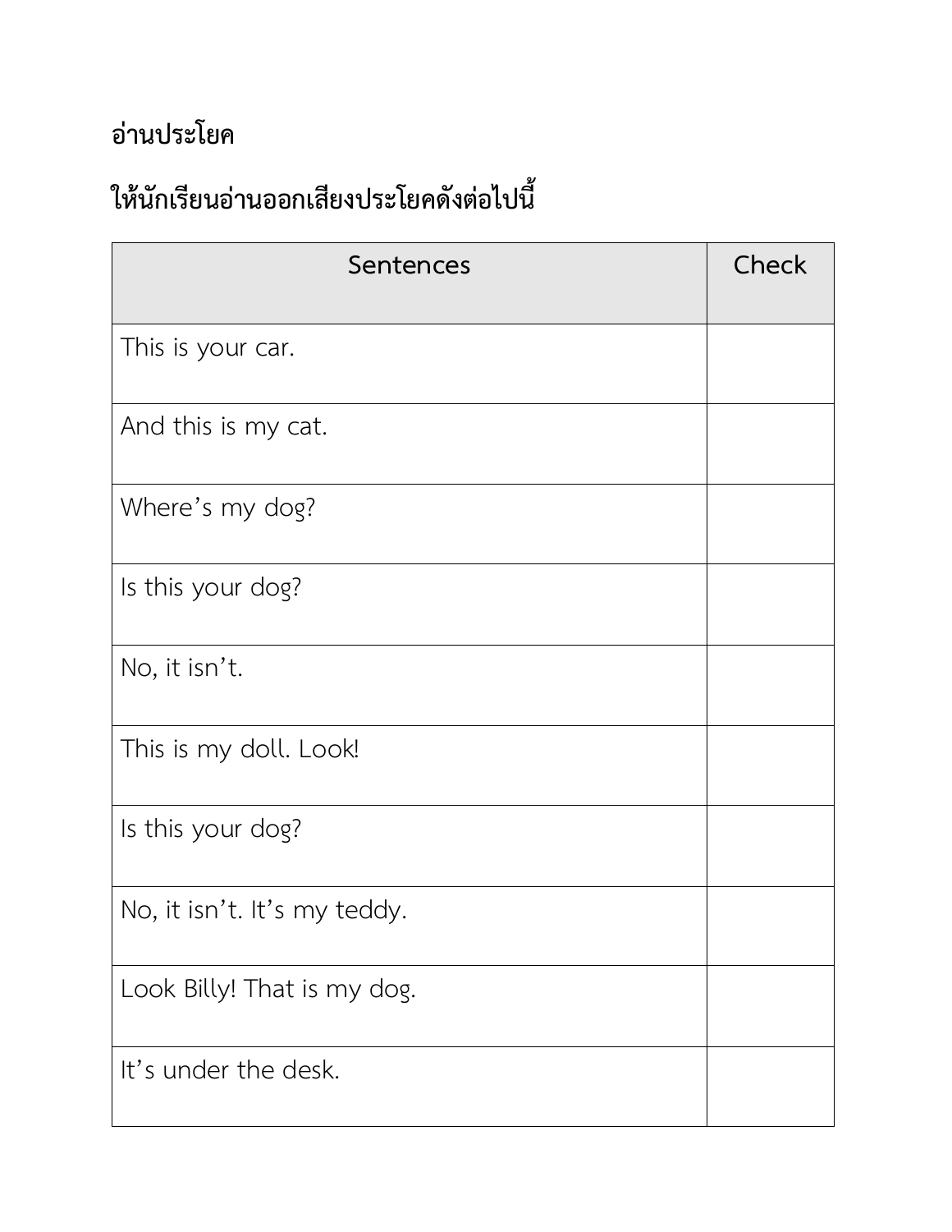## อ่านประโยค

## ให้นักเรียนอ่านออกเสียงประโยคดังต่อไปนี้

| Sentences | Check |
| --- | --- |
| This is your car. | |
| And this is my cat. | |
| Where’s my dog? | |
| Is this your dog? | |
| No, it isn’t. | |
| This is my doll. Look! | |
| Is this your dog? | |
| No, it isn’t. It’s my teddy. | |
| Look Billy! That is my dog. | |
| It’s under the desk. | |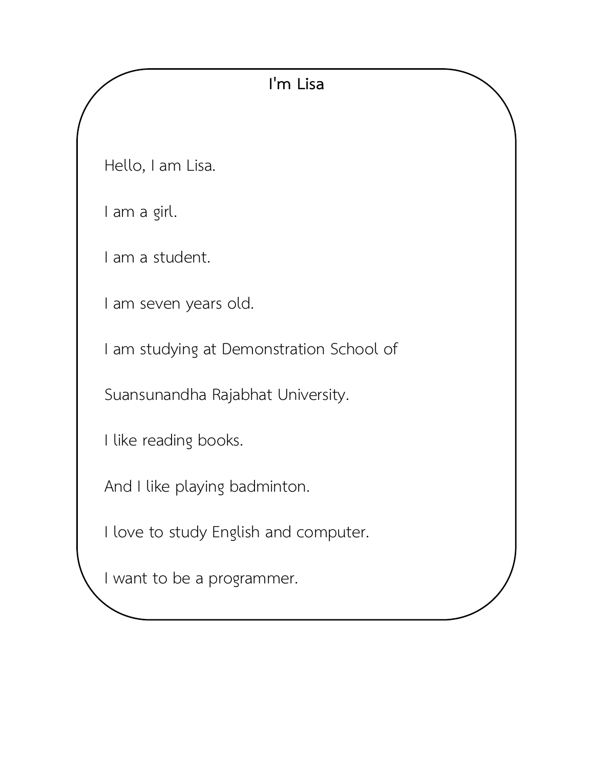## I'm Lisa

Hello, I am Lisa.

I am a girl.

I am a student.

I am seven years old.

I am studying at Demonstration School of

Suansunandha Rajabhat University.

I like reading books.

And I like playing badminton.

I love to study English and computer.

I want to be a programmer.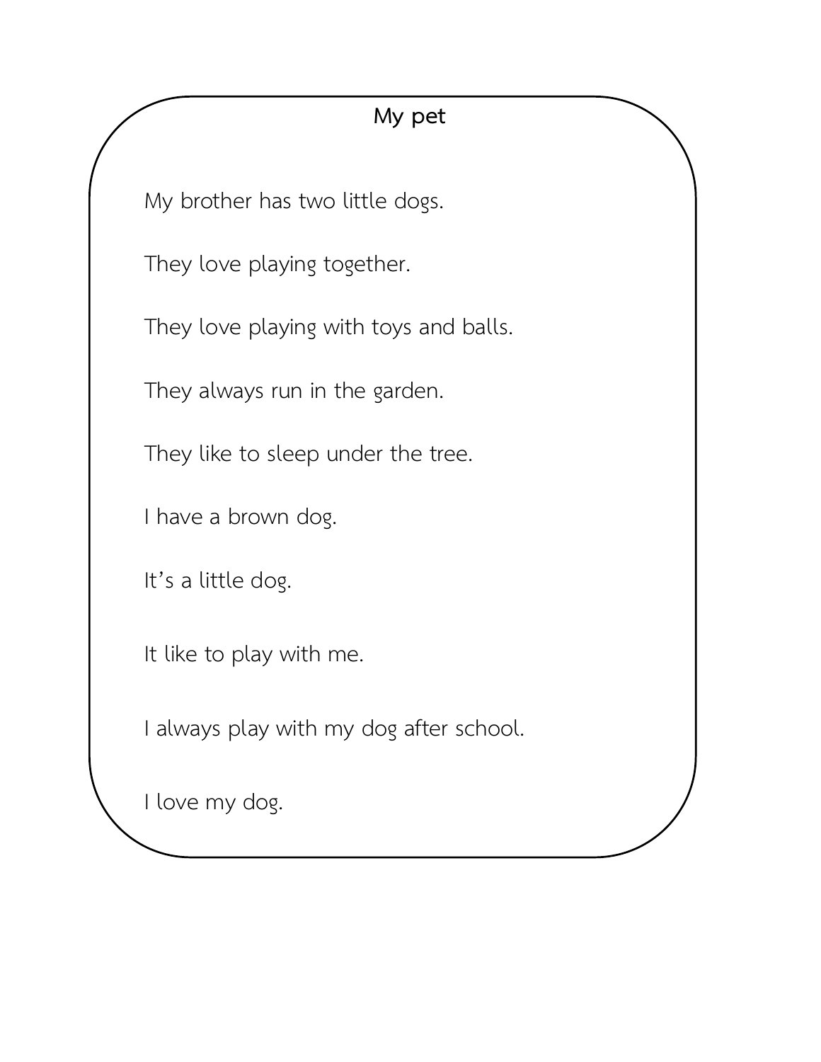# My pet

My brother has two little dogs.

They love playing together.

They love playing with toys and balls.

They always run in the garden.

They like to sleep under the tree.

I have a brown dog.

It's a little dog.

It like to play with me.

I always play with my dog after school.

I love my dog.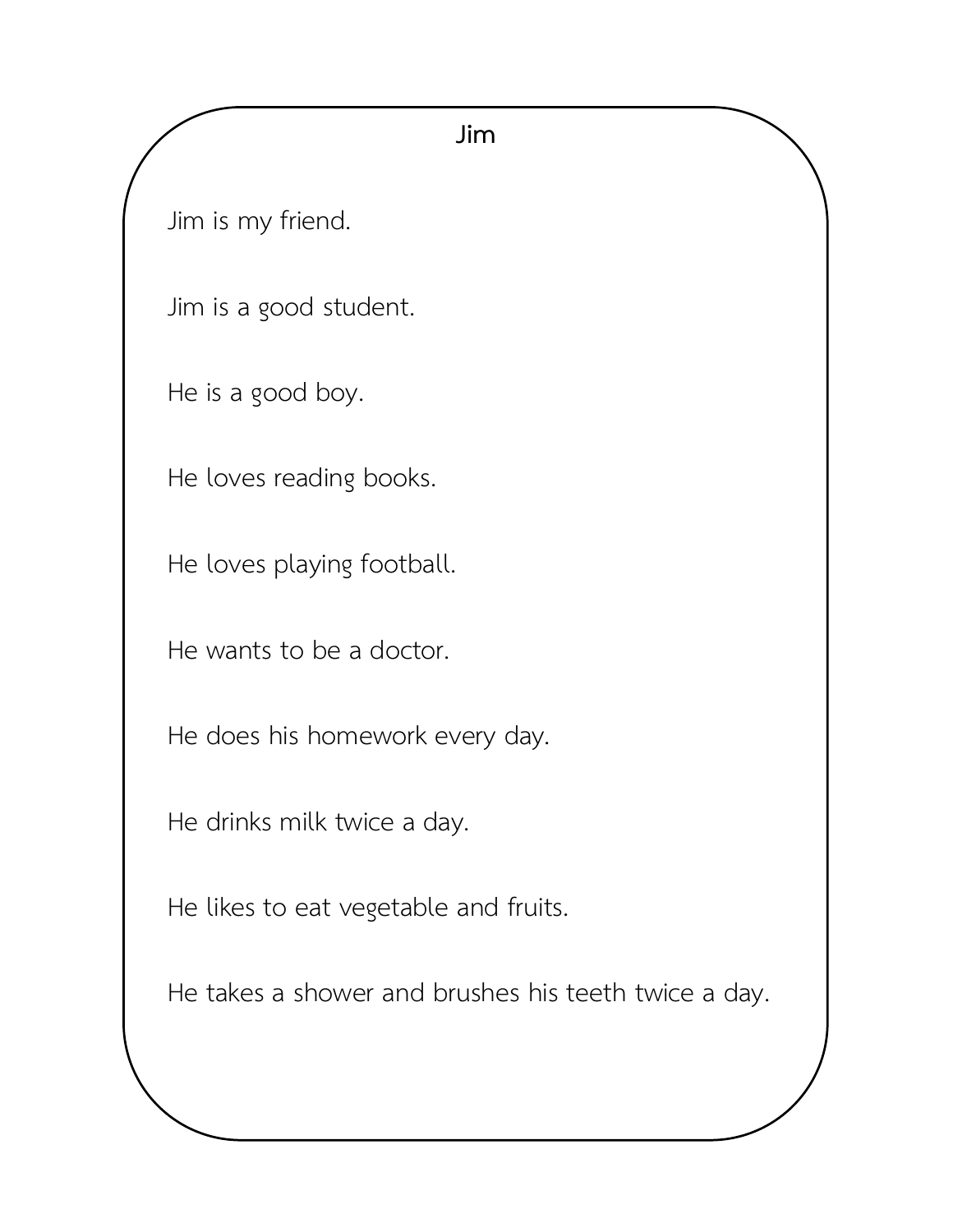# Jim

Jim is my friend.

Jim is a good student.

He is a good boy.

He loves reading books.

He loves playing football.

He wants to be a doctor.

He does his homework every day.

He drinks milk twice a day.

He likes to eat vegetable and fruits.

He takes a shower and brushes his teeth twice a day.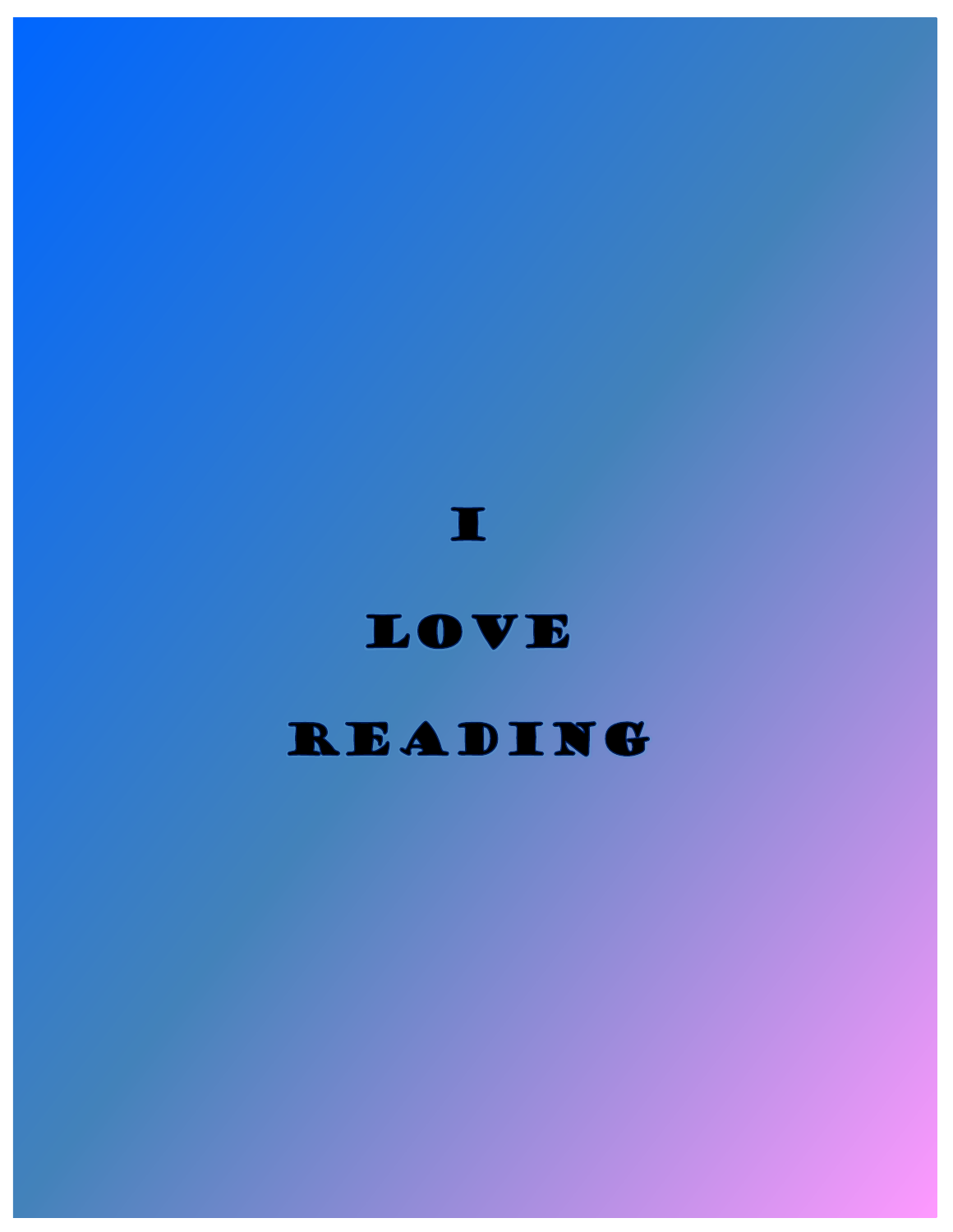I

LOVE

READING